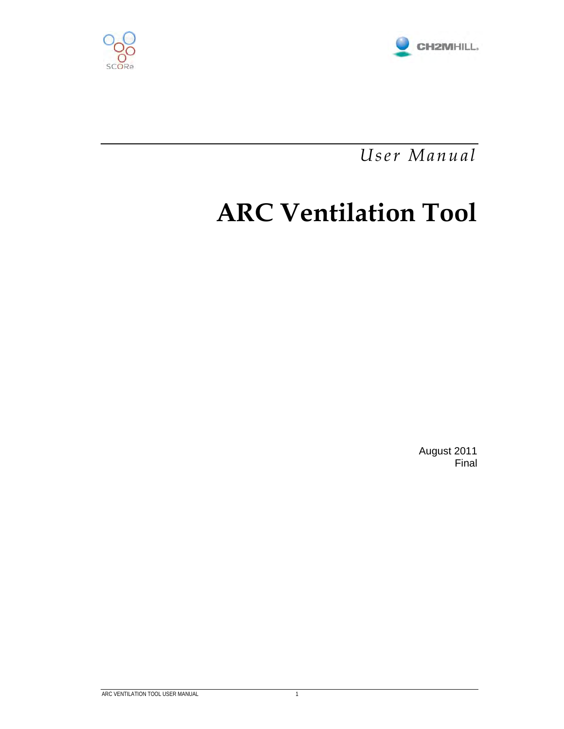*User Manual*

# ARC Ventilation Tool

August 2011
Final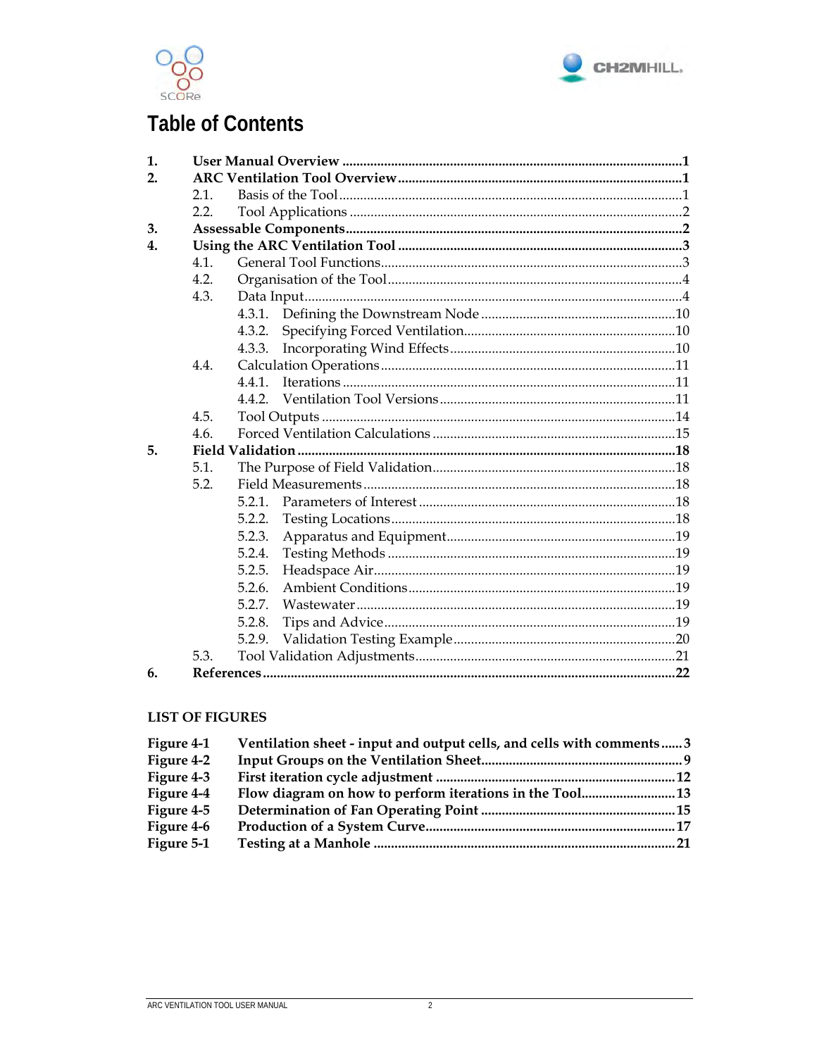# Table of Contents

| | | | |
|---|---|---|---|
| **1.** | **User Manual Overview** | | **1** |
| **2.** | **ARC Ventilation Tool Overview** | | **1** |
| | 2.1. | Basis of the Tool | 1 |
| | 2.2. | Tool Applications | 2 |
| **3.** | **Assessable Components** | | **2** |
| **4.** | **Using the ARC Ventilation Tool** | | **3** |
| | 4.1. | General Tool Functions | 3 |
| | 4.2. | Organisation of the Tool | 4 |
| | 4.3. | Data Input | 4 |
| | | 4.3.1. Defining the Downstream Node | 10 |
| | | 4.3.2. Specifying Forced Ventilation | 10 |
| | | 4.3.3. Incorporating Wind Effects | 10 |
| | 4.4. | Calculation Operations | 11 |
| | | 4.4.1. Iterations | 11 |
| | | 4.4.2. Ventilation Tool Versions | 11 |
| | 4.5. | Tool Outputs | 14 |
| | 4.6. | Forced Ventilation Calculations | 15 |
| **5.** | **Field Validation** | | **18** |
| | 5.1. | The Purpose of Field Validation | 18 |
| | 5.2. | Field Measurements | 18 |
| | | 5.2.1. Parameters of Interest | 18 |
| | | 5.2.2. Testing Locations | 18 |
| | | 5.2.3. Apparatus and Equipment | 19 |
| | | 5.2.4. Testing Methods | 19 |
| | | 5.2.5. Headspace Air | 19 |
| | | 5.2.6. Ambient Conditions | 19 |
| | | 5.2.7. Wastewater | 19 |
| | | 5.2.8. Tips and Advice | 19 |
| | | 5.2.9. Validation Testing Example | 20 |
| | 5.3. | Tool Validation Adjustments | 21 |
| **6.** | **References** | | **22** |

## LIST OF FIGURES

| | | |
|---|---|---|
| **Figure 4-1** | **Ventilation sheet - input and output cells, and cells with comments** | **3** |
| **Figure 4-2** | **Input Groups on the Ventilation Sheet** | **9** |
| **Figure 4-3** | **First iteration cycle adjustment** | **12** |
| **Figure 4-4** | **Flow diagram on how to perform iterations in the Tool** | **13** |
| **Figure 4-5** | **Determination of Fan Operating Point** | **15** |
| **Figure 4-6** | **Production of a System Curve** | **17** |
| **Figure 5-1** | **Testing at a Manhole** | **21** |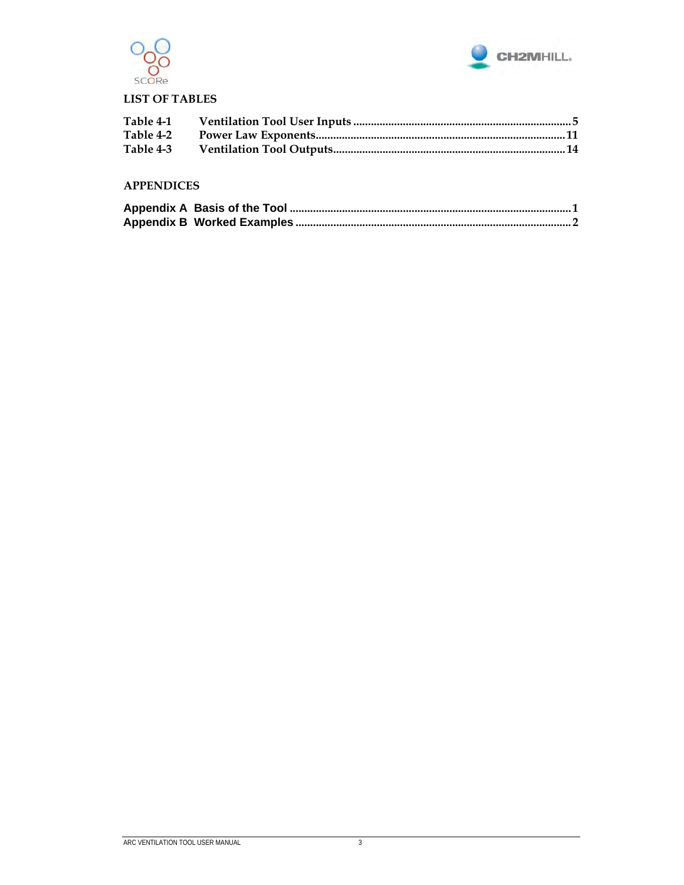## LIST OF TABLES

| | | |
|---|---|---|
| Table 4-1 | Ventilation Tool User Inputs | 5 |
| Table 4-2 | Power Law Exponents | 11 |
| Table 4-3 | Ventilation Tool Outputs | 14 |

## APPENDICES

| | | |
|---|---|---|
| Appendix A | Basis of the Tool | 1 |
| Appendix B | Worked Examples | 2 |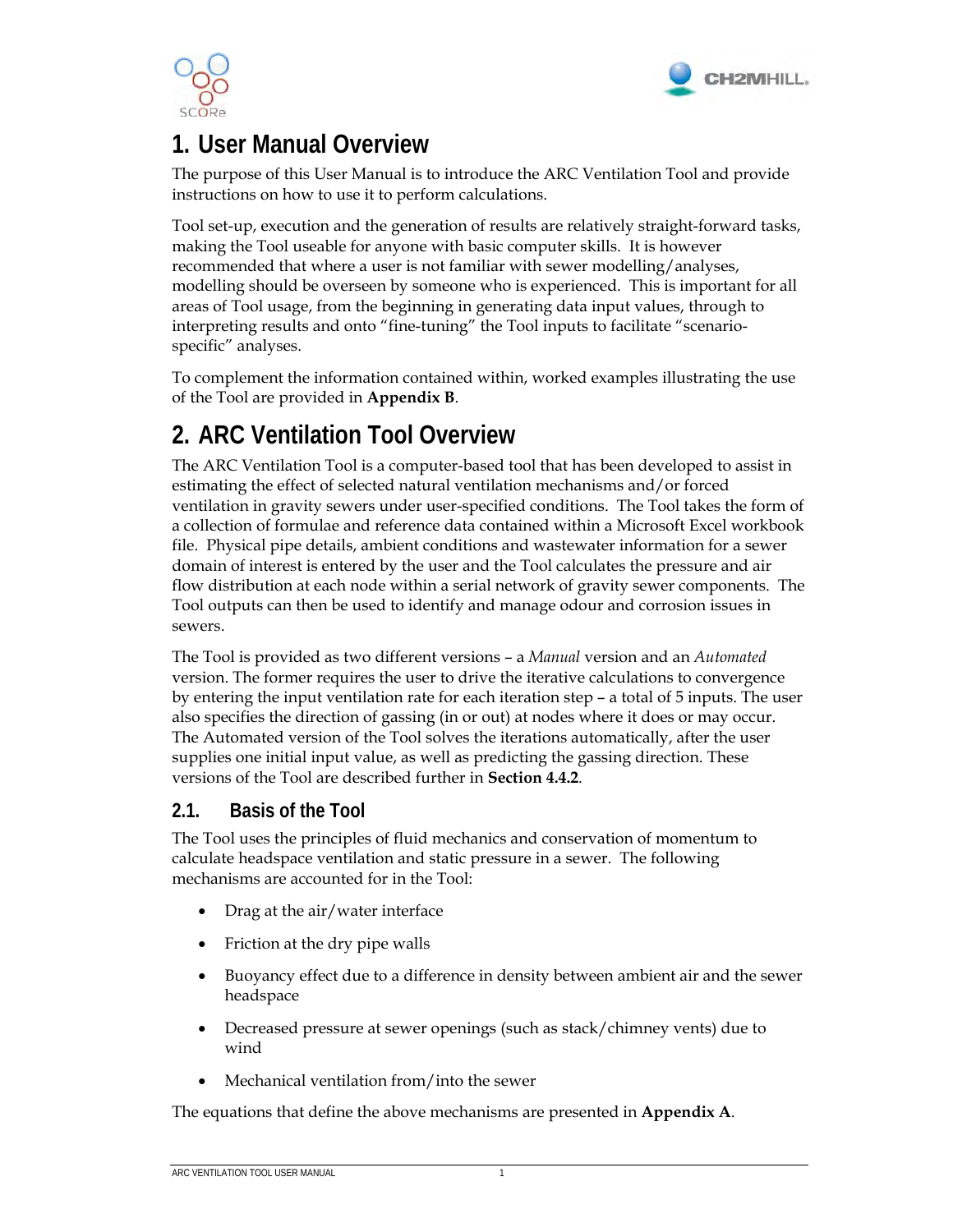# 1. User Manual Overview

The purpose of this User Manual is to introduce the ARC Ventilation Tool and provide instructions on how to use it to perform calculations.

Tool set-up, execution and the generation of results are relatively straight-forward tasks, making the Tool useable for anyone with basic computer skills. It is however recommended that where a user is not familiar with sewer modelling/analyses, modelling should be overseen by someone who is experienced. This is important for all areas of Tool usage, from the beginning in generating data input values, through to interpreting results and onto "fine-tuning" the Tool inputs to facilitate "scenario-specific" analyses.

To complement the information contained within, worked examples illustrating the use of the Tool are provided in **Appendix B**.

# 2. ARC Ventilation Tool Overview

The ARC Ventilation Tool is a computer-based tool that has been developed to assist in estimating the effect of selected natural ventilation mechanisms and/or forced ventilation in gravity sewers under user-specified conditions. The Tool takes the form of a collection of formulae and reference data contained within a Microsoft Excel workbook file. Physical pipe details, ambient conditions and wastewater information for a sewer domain of interest is entered by the user and the Tool calculates the pressure and air flow distribution at each node within a serial network of gravity sewer components. The Tool outputs can then be used to identify and manage odour and corrosion issues in sewers.

The Tool is provided as two different versions – a *Manual* version and an *Automated* version. The former requires the user to drive the iterative calculations to convergence by entering the input ventilation rate for each iteration step – a total of 5 inputs. The user also specifies the direction of gassing (in or out) at nodes where it does or may occur. The Automated version of the Tool solves the iterations automatically, after the user supplies one initial input value, as well as predicting the gassing direction. These versions of the Tool are described further in **Section 4.4.2**.

## 2.1. Basis of the Tool

The Tool uses the principles of fluid mechanics and conservation of momentum to calculate headspace ventilation and static pressure in a sewer. The following mechanisms are accounted for in the Tool:

- Drag at the air/water interface
- Friction at the dry pipe walls
- Buoyancy effect due to a difference in density between ambient air and the sewer headspace
- Decreased pressure at sewer openings (such as stack/chimney vents) due to wind
- Mechanical ventilation from/into the sewer

The equations that define the above mechanisms are presented in **Appendix A**.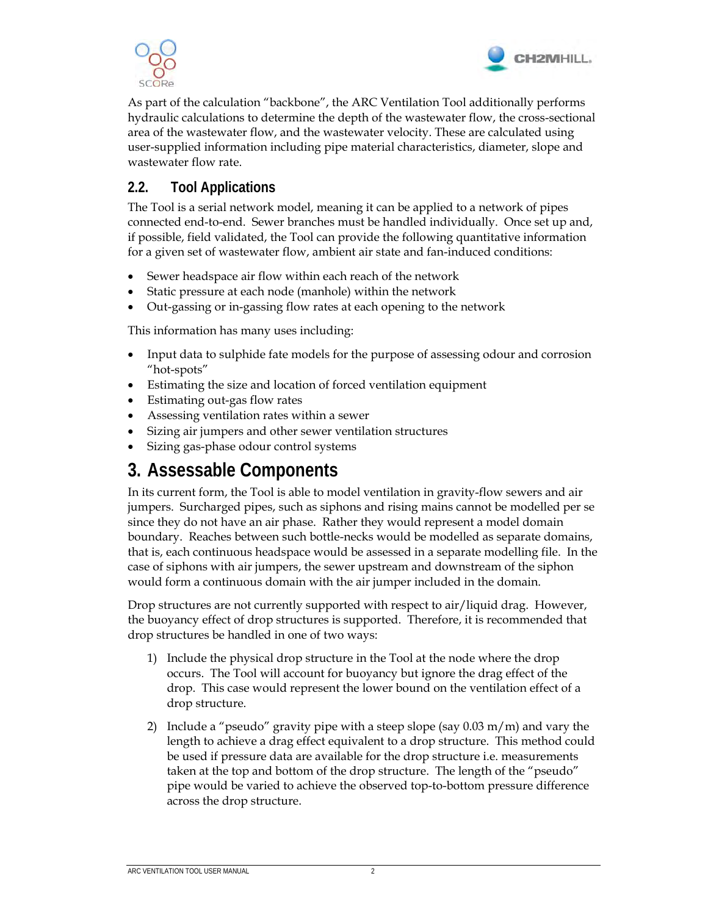As part of the calculation "backbone", the ARC Ventilation Tool additionally performs hydraulic calculations to determine the depth of the wastewater flow, the cross-sectional area of the wastewater flow, and the wastewater velocity. These are calculated using user-supplied information including pipe material characteristics, diameter, slope and wastewater flow rate.

## 2.2. Tool Applications

The Tool is a serial network model, meaning it can be applied to a network of pipes connected end-to-end. Sewer branches must be handled individually. Once set up and, if possible, field validated, the Tool can provide the following quantitative information for a given set of wastewater flow, ambient air state and fan-induced conditions:

- Sewer headspace air flow within each reach of the network
- Static pressure at each node (manhole) within the network
- Out-gassing or in-gassing flow rates at each opening to the network

This information has many uses including:

- Input data to sulphide fate models for the purpose of assessing odour and corrosion "hot-spots"
- Estimating the size and location of forced ventilation equipment
- Estimating out-gas flow rates
- Assessing ventilation rates within a sewer
- Sizing air jumpers and other sewer ventilation structures
- Sizing gas-phase odour control systems

# 3. Assessable Components

In its current form, the Tool is able to model ventilation in gravity-flow sewers and air jumpers. Surcharged pipes, such as siphons and rising mains cannot be modelled per se since they do not have an air phase. Rather they would represent a model domain boundary. Reaches between such bottle-necks would be modelled as separate domains, that is, each continuous headspace would be assessed in a separate modelling file. In the case of siphons with air jumpers, the sewer upstream and downstream of the siphon would form a continuous domain with the air jumper included in the domain.

Drop structures are not currently supported with respect to air/liquid drag. However, the buoyancy effect of drop structures is supported. Therefore, it is recommended that drop structures be handled in one of two ways:

1) Include the physical drop structure in the Tool at the node where the drop occurs. The Tool will account for buoyancy but ignore the drag effect of the drop. This case would represent the lower bound on the ventilation effect of a drop structure.

2) Include a "pseudo" gravity pipe with a steep slope (say 0.03 m/m) and vary the length to achieve a drag effect equivalent to a drop structure. This method could be used if pressure data are available for the drop structure i.e. measurements taken at the top and bottom of the drop structure. The length of the "pseudo" pipe would be varied to achieve the observed top-to-bottom pressure difference across the drop structure.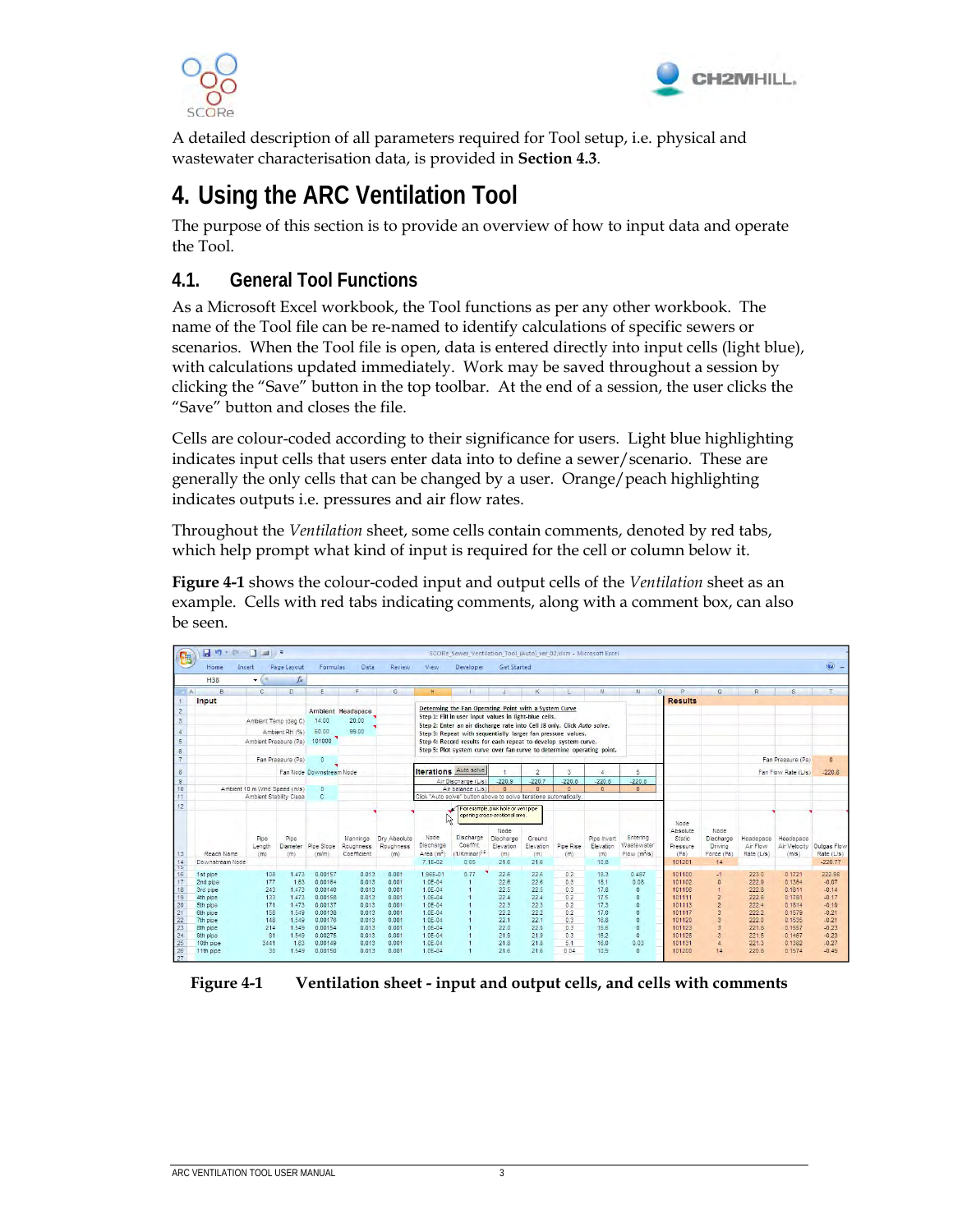A detailed description of all parameters required for Tool setup, i.e. physical and wastewater characterisation data, is provided in **Section 4.3**.

# 4. Using the ARC Ventilation Tool

The purpose of this section is to provide an overview of how to input data and operate the Tool.

## 4.1. General Tool Functions

As a Microsoft Excel workbook, the Tool functions as per any other workbook. The name of the Tool file can be re-named to identify calculations of specific sewers or scenarios. When the Tool file is open, data is entered directly into input cells (light blue), with calculations updated immediately. Work may be saved throughout a session by clicking the "Save" button in the top toolbar. At the end of a session, the user clicks the "Save" button and closes the file.

Cells are colour-coded according to their significance for users. Light blue highlighting indicates input cells that users enter data into to define a sewer/scenario. These are generally the only cells that can be changed by a user. Orange/peach highlighting indicates outputs i.e. pressures and air flow rates.

Throughout the *Ventilation* sheet, some cells contain comments, denoted by red tabs, which help prompt what kind of input is required for the cell or column below it.

**Figure 4-1** shows the colour-coded input and output cells of the *Ventilation* sheet as an example. Cells with red tabs indicating comments, along with a comment box, can also be seen.

**Figure 4-1 Ventilation sheet - input and output cells, and cells with comments**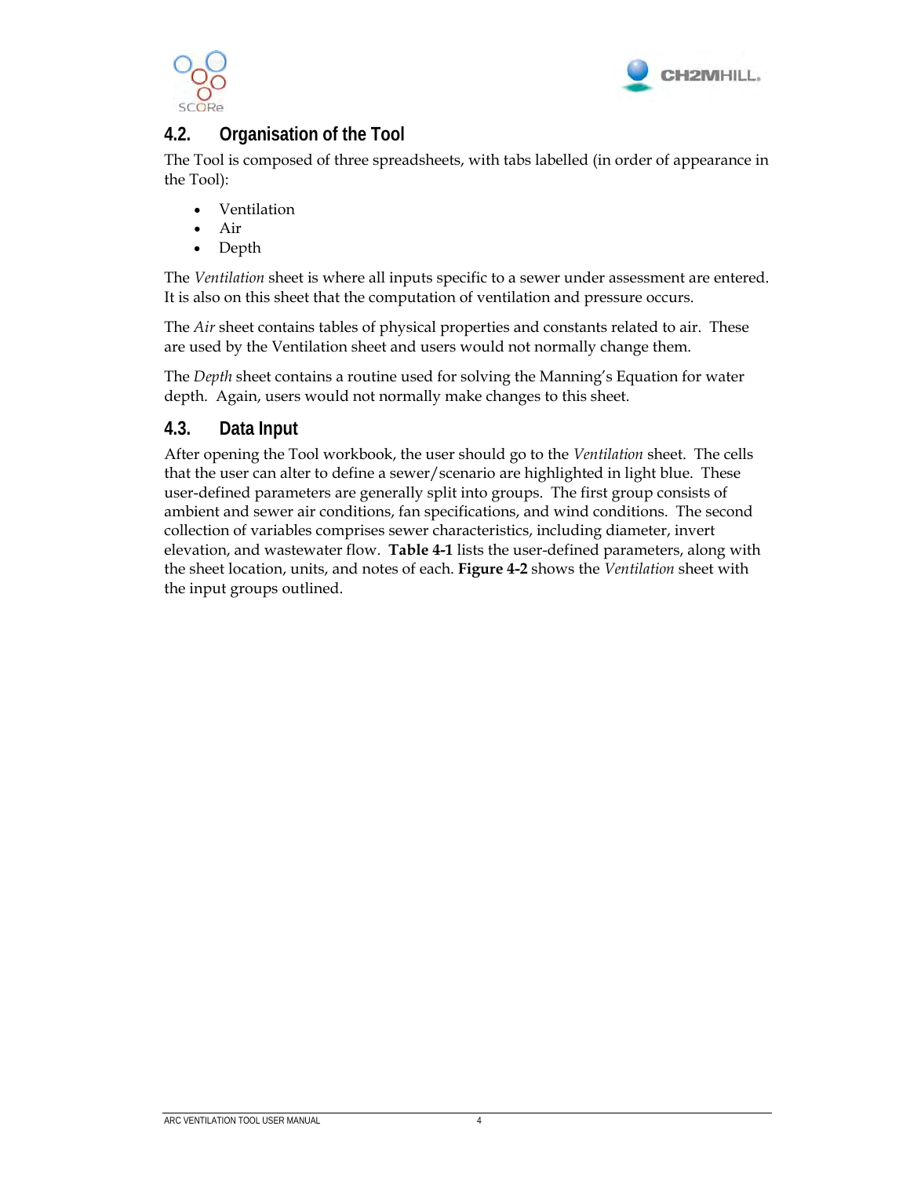## 4.2. Organisation of the Tool

The Tool is composed of three spreadsheets, with tabs labelled (in order of appearance in the Tool):

- Ventilation
- Air
- Depth

The *Ventilation* sheet is where all inputs specific to a sewer under assessment are entered. It is also on this sheet that the computation of ventilation and pressure occurs.

The *Air* sheet contains tables of physical properties and constants related to air. These are used by the Ventilation sheet and users would not normally change them.

The *Depth* sheet contains a routine used for solving the Manning's Equation for water depth. Again, users would not normally make changes to this sheet.

## 4.3. Data Input

After opening the Tool workbook, the user should go to the *Ventilation* sheet. The cells that the user can alter to define a sewer/scenario are highlighted in light blue. These user-defined parameters are generally split into groups. The first group consists of ambient and sewer air conditions, fan specifications, and wind conditions. The second collection of variables comprises sewer characteristics, including diameter, invert elevation, and wastewater flow. **Table 4-1** lists the user-defined parameters, along with the sheet location, units, and notes of each. **Figure 4-2** shows the *Ventilation* sheet with the input groups outlined.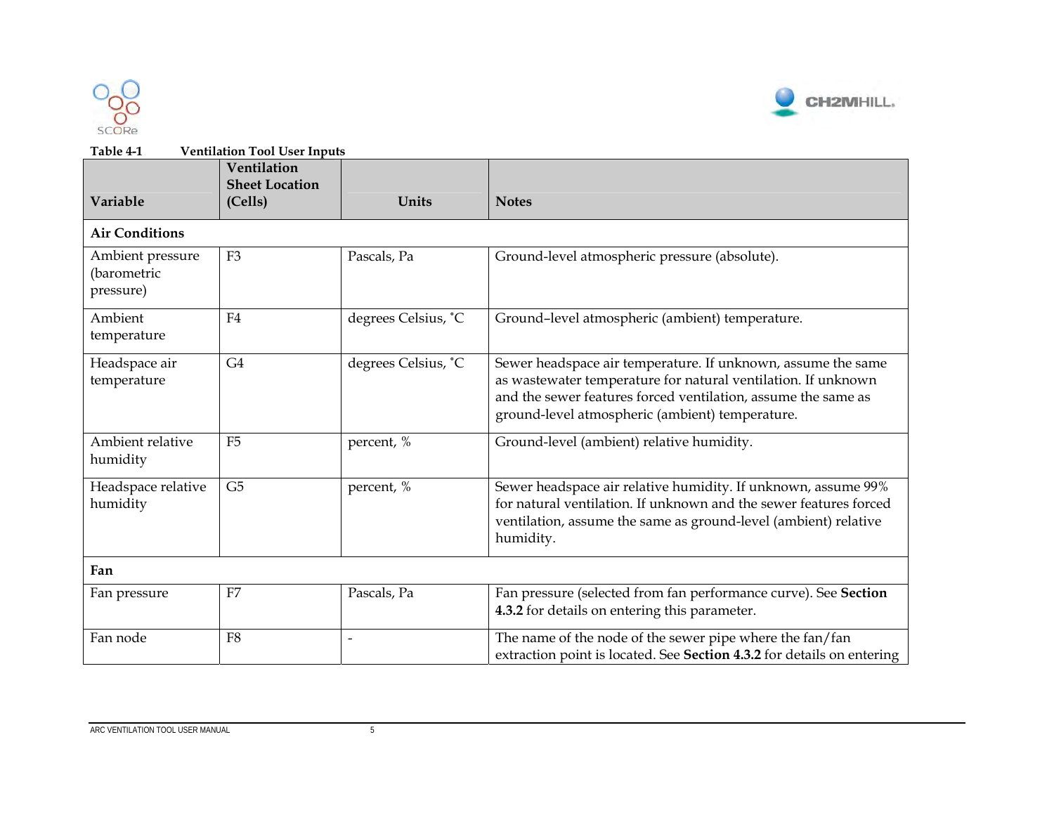Table 4-1 Ventilation Tool User Inputs

| Variable | Ventilation Sheet Location (Cells) | Units | Notes |
|---|---|---|---|
| **Air Conditions** | | | |
| Ambient pressure (barometric pressure) | F3 | Pascals, Pa | Ground-level atmospheric pressure (absolute). |
| Ambient temperature | F4 | degrees Celsius, ˚C | Ground–level atmospheric (ambient) temperature. |
| Headspace air temperature | G4 | degrees Celsius, ˚C | Sewer headspace air temperature. If unknown, assume the same as wastewater temperature for natural ventilation. If unknown and the sewer features forced ventilation, assume the same as ground-level atmospheric (ambient) temperature. |
| Ambient relative humidity | F5 | percent, % | Ground-level (ambient) relative humidity. |
| Headspace relative humidity | G5 | percent, % | Sewer headspace air relative humidity. If unknown, assume 99% for natural ventilation. If unknown and the sewer features forced ventilation, assume the same as ground-level (ambient) relative humidity. |
| **Fan** | | | |
| Fan pressure | F7 | Pascals, Pa | Fan pressure (selected from fan performance curve). See **Section 4.3.2** for details on entering this parameter. |
| Fan node | F8 | - | The name of the node of the sewer pipe where the fan/fan extraction point is located. See **Section 4.3.2** for details on entering |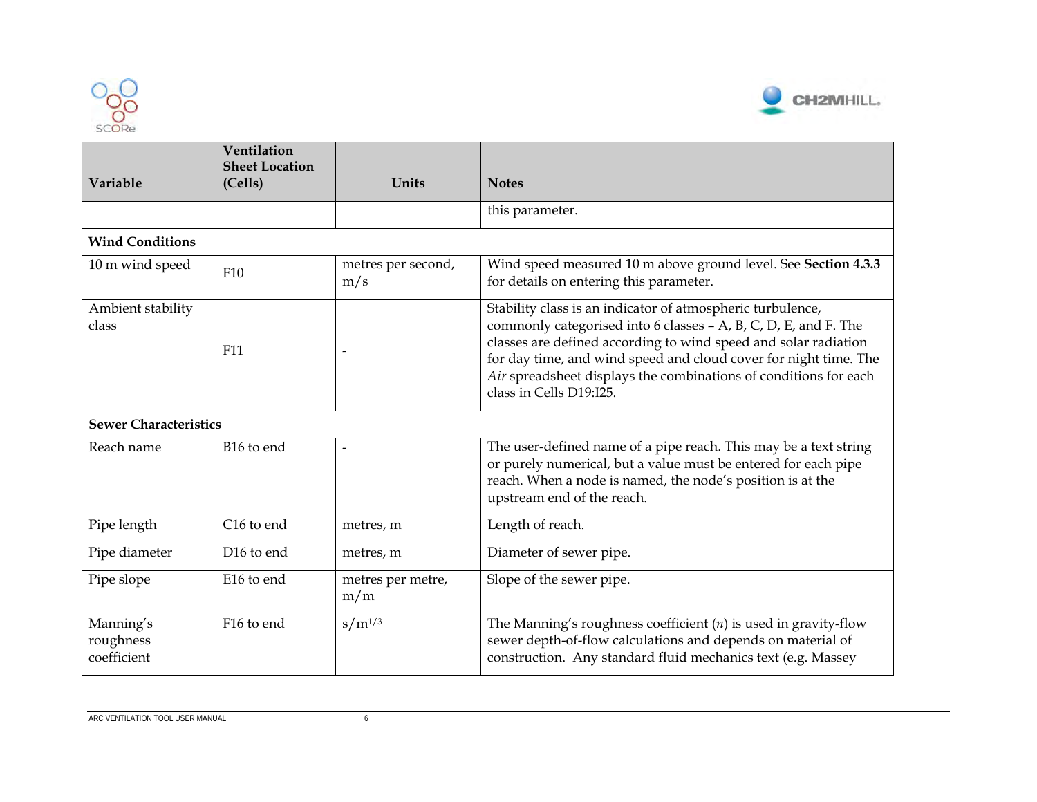| Variable | Ventilation Sheet Location (Cells) | Units | Notes |
|---|---|---|---|
| | | | this parameter. |
| **Wind Conditions** | | | |
| 10 m wind speed | F10 | metres per second, m/s | Wind speed measured 10 m above ground level. See **Section 4.3.3** for details on entering this parameter. |
| Ambient stability class | F11 | - | Stability class is an indicator of atmospheric turbulence, commonly categorised into 6 classes – A, B, C, D, E, and F. The classes are defined according to wind speed and solar radiation for day time, and wind speed and cloud cover for night time. The *Air* spreadsheet displays the combinations of conditions for each class in Cells D19:I25. |
| **Sewer Characteristics** | | | |
| Reach name | B16 to end | - | The user-defined name of a pipe reach. This may be a text string or purely numerical, but a value must be entered for each pipe reach. When a node is named, the node's position is at the upstream end of the reach. |
| Pipe length | C16 to end | metres, m | Length of reach. |
| Pipe diameter | D16 to end | metres, m | Diameter of sewer pipe. |
| Pipe slope | E16 to end | metres per metre, m/m | Slope of the sewer pipe. |
| Manning's roughness coefficient | F16 to end | $s/m^{1/3}$ | The Manning's roughness coefficient ($n$) is used in gravity-flow sewer depth-of-flow calculations and depends on material of construction. Any standard fluid mechanics text (e.g. Massey |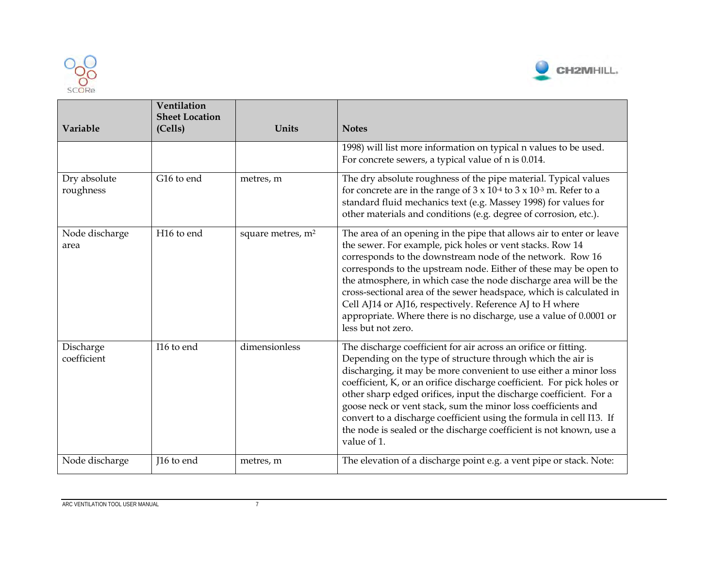| Variable | Ventilation Sheet Location (Cells) | Units | Notes |
|---|---|---|---|
| | | | 1998) will list more information on typical n values to be used. For concrete sewers, a typical value of n is 0.014. |
| Dry absolute roughness | G16 to end | metres, m | The dry absolute roughness of the pipe material. Typical values for concrete are in the range of 3 x $10^{-4}$ to 3 x $10^{-3}$ m. Refer to a standard fluid mechanics text (e.g. Massey 1998) for values for other materials and conditions (e.g. degree of corrosion, etc.). |
| Node discharge area | H16 to end | square metres, $m^2$ | The area of an opening in the pipe that allows air to enter or leave the sewer. For example, pick holes or vent stacks. Row 14 corresponds to the downstream node of the network. Row 16 corresponds to the upstream node. Either of these may be open to the atmosphere, in which case the node discharge area will be the cross-sectional area of the sewer headspace, which is calculated in Cell AJ14 or AJ16, respectively. Reference AJ to H where appropriate. Where there is no discharge, use a value of 0.0001 or less but not zero. |
| Discharge coefficient | I16 to end | dimensionless | The discharge coefficient for air across an orifice or fitting. Depending on the type of structure through which the air is discharging, it may be more convenient to use either a minor loss coefficient, K, or an orifice discharge coefficient. For pick holes or other sharp edged orifices, input the discharge coefficient. For a goose neck or vent stack, sum the minor loss coefficients and convert to a discharge coefficient using the formula in cell I13. If the node is sealed or the discharge coefficient is not known, use a value of 1. |
| Node discharge | J16 to end | metres, m | The elevation of a discharge point e.g. a vent pipe or stack. Note: |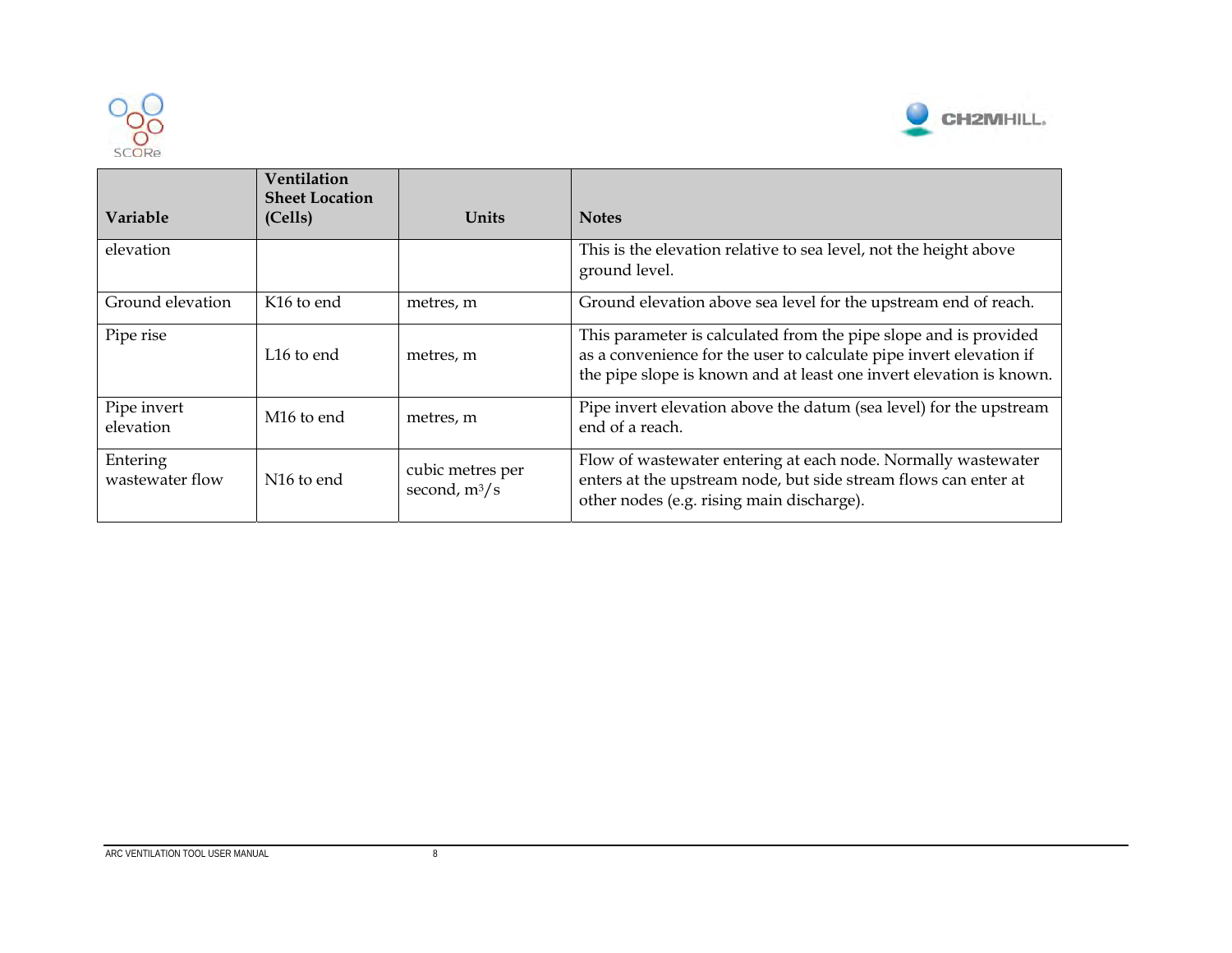| Variable | Ventilation Sheet Location (Cells) | Units | Notes |
|---|---|---|---|
| elevation | | | This is the elevation relative to sea level, not the height above ground level. |
| Ground elevation | K16 to end | metres, m | Ground elevation above sea level for the upstream end of reach. |
| Pipe rise | L16 to end | metres, m | This parameter is calculated from the pipe slope and is provided as a convenience for the user to calculate pipe invert elevation if the pipe slope is known and at least one invert elevation is known. |
| Pipe invert elevation | M16 to end | metres, m | Pipe invert elevation above the datum (sea level) for the upstream end of a reach. |
| Entering wastewater flow | N16 to end | cubic metres per second, $m^3/s$ | Flow of wastewater entering at each node. Normally wastewater enters at the upstream node, but side stream flows can enter at other nodes (e.g. rising main discharge). |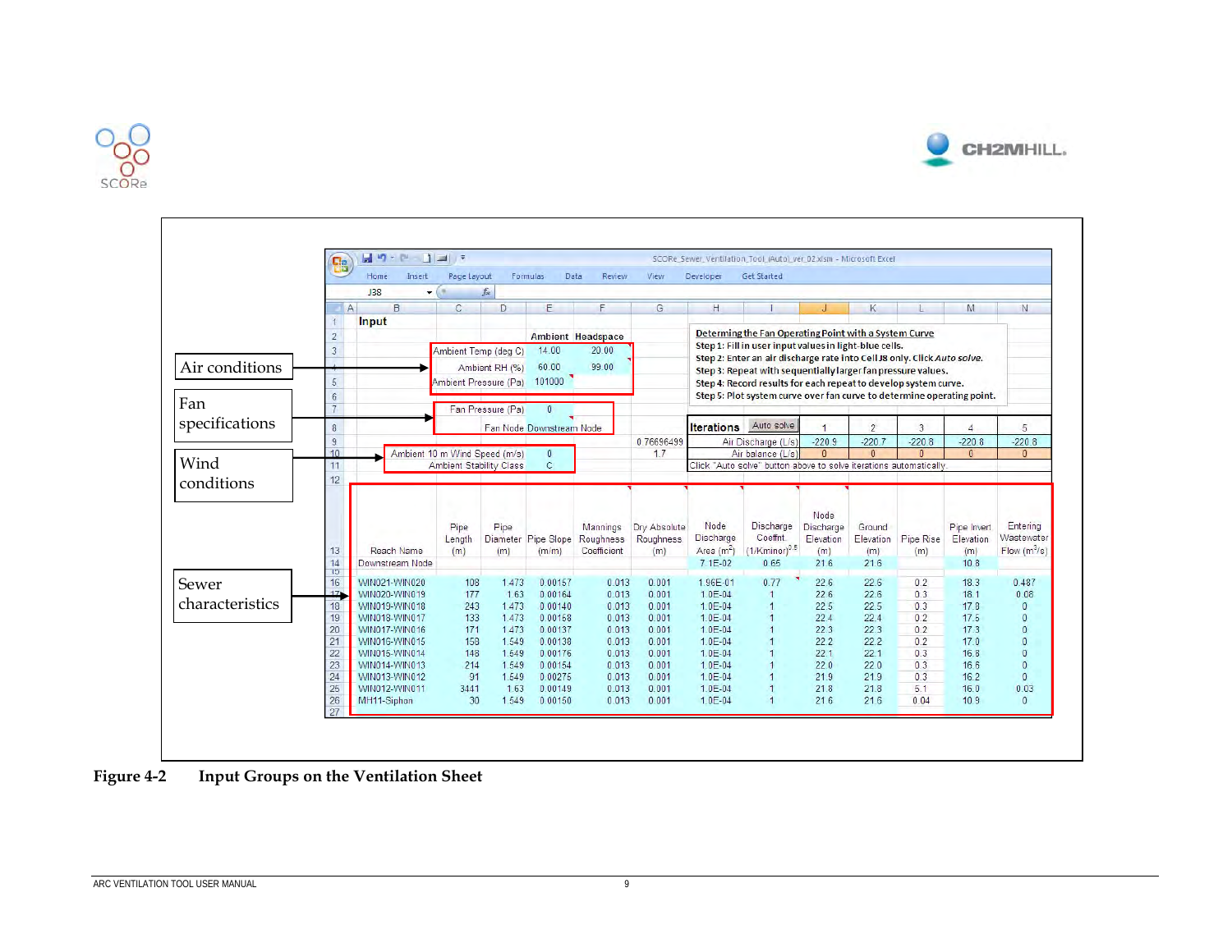Air conditions

Fan specifications

Wind conditions

Sewer characteristics

**Input**

| | Ambient | Headspace |
|---|---|---|
| Ambient Temp (deg C) | 14.00 | 20.00 |
| Ambient RH (%) | 60.00 | 99.00 |
| Ambient Pressure (Pa) | 101000 | |

| Fan Pressure (Pa) | 0 |
|---|---|
| Fan Node Downstream Node | |

| Ambient 10 m Wind Speed (m/s) | 0 |
|---|---|
| Ambient Stability Class | C |

0.76696499

1.7

**Determining the Fan Operating Point with a System Curve**

Step 1: Fill in user input values in light-blue cells.

Step 2: Enter an air discharge rate into Cell J8 only. Click *Auto solve*.

Step 3: Repeat with sequentially larger fan pressure values.

Step 4: Record results for each repeat to develop system curve.

Step 5: Plot system curve over fan curve to determine operating point.

| Iterations (Auto solve) | 1 | 2 | 3 | 4 | 5 |
|---|---|---|---|---|---|
| Air Discharge (L/s) | -220.9 | -220.7 | -220.8 | -220.8 | -220.8 |
| Air balance (L/s) | 0 | 0 | 0 | 0 | 0 |

Click "Auto solve" button above to solve iterations automatically.

| Reach Name | Pipe Length (m) | Pipe Diameter (m) | Pipe Slope (m/m) | Mannings Roughness Coefficient | Dry Absolute Roughness (m) | Node Discharge Area (m$^2$) | Discharge Coeffnt. (1/Kminor)$^{0.5}$ | Node Discharge Elevation (m) | Ground Elevation (m) | Pipe Rise (m) | Pipe Invert Elevation (m) | Entering Wastewater Flow (m$^3$/s) |
|---|---|---|---|---|---|---|---|---|---|---|---|---|
| Downstream Node | | | | | | 7.1E-02 | 0.65 | 21.6 | 21.6 | | 10.8 | |
| WIN021-WIN020 | 108 | 1.473 | 0.00157 | 0.013 | 0.001 | 1.96E-01 | 0.77 | 22.6 | 22.6 | 0.2 | 18.3 | 0.487 |
| WIN020-WIN019 | 177 | 1.63 | 0.00164 | 0.013 | 0.001 | 1.0E-04 | 1 | 22.6 | 22.6 | 0.3 | 18.1 | 0.08 |
| WIN019-WIN018 | 243 | 1.473 | 0.00140 | 0.013 | 0.001 | 1.0E-04 | 1 | 22.5 | 22.5 | 0.3 | 17.8 | 0 |
| WIN018-WIN017 | 133 | 1.473 | 0.00168 | 0.013 | 0.001 | 1.0E-04 | 1 | 22.4 | 22.4 | 0.2 | 17.5 | 0 |
| WIN017-WIN016 | 171 | 1.473 | 0.00137 | 0.013 | 0.001 | 1.0E-04 | 1 | 22.3 | 22.3 | 0.2 | 17.3 | 0 |
| WIN016-WIN015 | 158 | 1.549 | 0.00138 | 0.013 | 0.001 | 1.0E-04 | 1 | 22.2 | 22.2 | 0.2 | 17.0 | 0 |
| WIN015-WIN014 | 148 | 1.549 | 0.00176 | 0.013 | 0.001 | 1.0E-04 | 1 | 22.1 | 22.1 | 0.3 | 16.8 | 0 |
| WIN014-WIN013 | 214 | 1.549 | 0.00154 | 0.013 | 0.001 | 1.0E-04 | 1 | 22.0 | 22.0 | 0.3 | 16.6 | 0 |
| WIN013-WIN012 | 91 | 1.549 | 0.00275 | 0.013 | 0.001 | 1.0E-04 | 1 | 21.9 | 21.9 | 0.3 | 16.2 | 0 |
| WIN012-WIN011 | 3441 | 1.63 | 0.00149 | 0.013 | 0.001 | 1.0E-04 | 1 | 21.8 | 21.8 | 5.1 | 16.0 | 0.03 |
| MH11-Siphon | 30 | 1.549 | 0.00150 | 0.013 | 0.001 | 1.0E-04 | 1 | 21.6 | 21.6 | 0.04 | 10.9 | 0 |

**Figure 4-2 Input Groups on the Ventilation Sheet**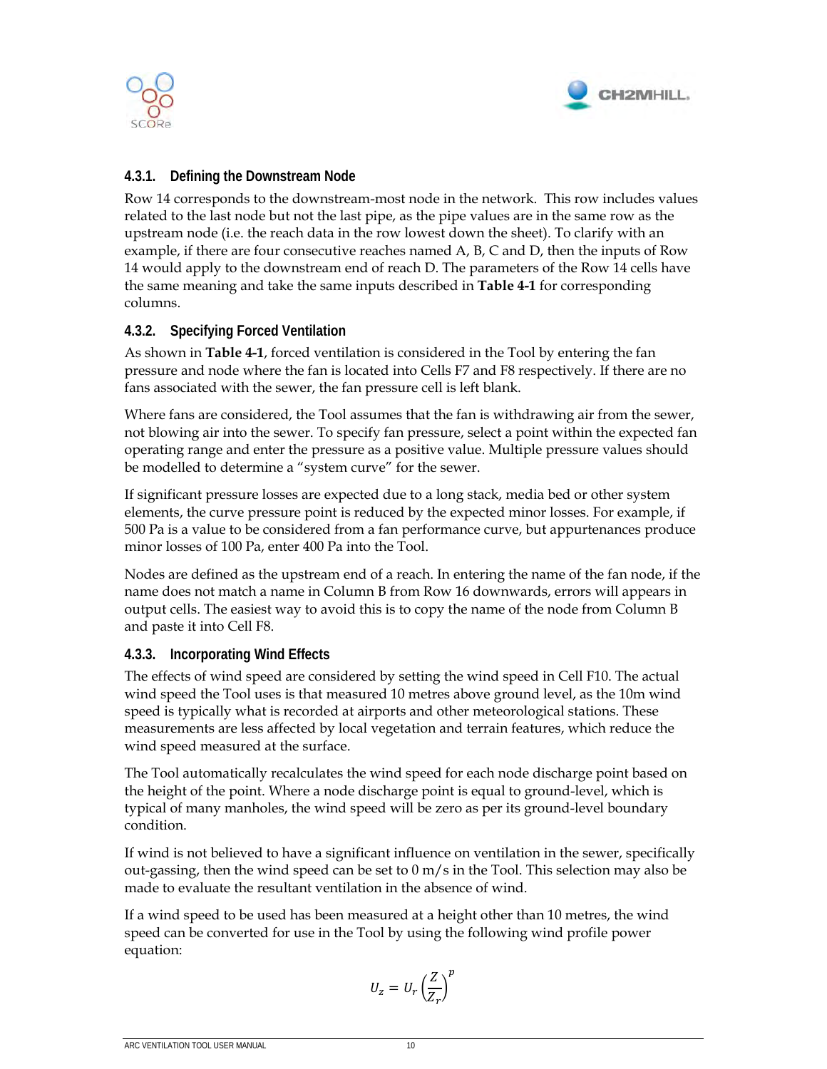### 4.3.1. Defining the Downstream Node

Row 14 corresponds to the downstream-most node in the network. This row includes values related to the last node but not the last pipe, as the pipe values are in the same row as the upstream node (i.e. the reach data in the row lowest down the sheet). To clarify with an example, if there are four consecutive reaches named A, B, C and D, then the inputs of Row 14 would apply to the downstream end of reach D. The parameters of the Row 14 cells have the same meaning and take the same inputs described in **Table 4-1** for corresponding columns.

### 4.3.2. Specifying Forced Ventilation

As shown in **Table 4-1**, forced ventilation is considered in the Tool by entering the fan pressure and node where the fan is located into Cells F7 and F8 respectively. If there are no fans associated with the sewer, the fan pressure cell is left blank.

Where fans are considered, the Tool assumes that the fan is withdrawing air from the sewer, not blowing air into the sewer. To specify fan pressure, select a point within the expected fan operating range and enter the pressure as a positive value. Multiple pressure values should be modelled to determine a “system curve” for the sewer.

If significant pressure losses are expected due to a long stack, media bed or other system elements, the curve pressure point is reduced by the expected minor losses. For example, if 500 Pa is a value to be considered from a fan performance curve, but appurtenances produce minor losses of 100 Pa, enter 400 Pa into the Tool.

Nodes are defined as the upstream end of a reach. In entering the name of the fan node, if the name does not match a name in Column B from Row 16 downwards, errors will appears in output cells. The easiest way to avoid this is to copy the name of the node from Column B and paste it into Cell F8.

### 4.3.3. Incorporating Wind Effects

The effects of wind speed are considered by setting the wind speed in Cell F10. The actual wind speed the Tool uses is that measured 10 metres above ground level, as the 10m wind speed is typically what is recorded at airports and other meteorological stations. These measurements are less affected by local vegetation and terrain features, which reduce the wind speed measured at the surface.

The Tool automatically recalculates the wind speed for each node discharge point based on the height of the point. Where a node discharge point is equal to ground-level, which is typical of many manholes, the wind speed will be zero as per its ground-level boundary condition.

If wind is not believed to have a significant influence on ventilation in the sewer, specifically out-gassing, then the wind speed can be set to 0 m/s in the Tool. This selection may also be made to evaluate the resultant ventilation in the absence of wind.

If a wind speed to be used has been measured at a height other than 10 metres, the wind speed can be converted for use in the Tool by using the following wind profile power equation:

$$U_z = U_r\left(\frac{Z}{Z_r}\right)^p$$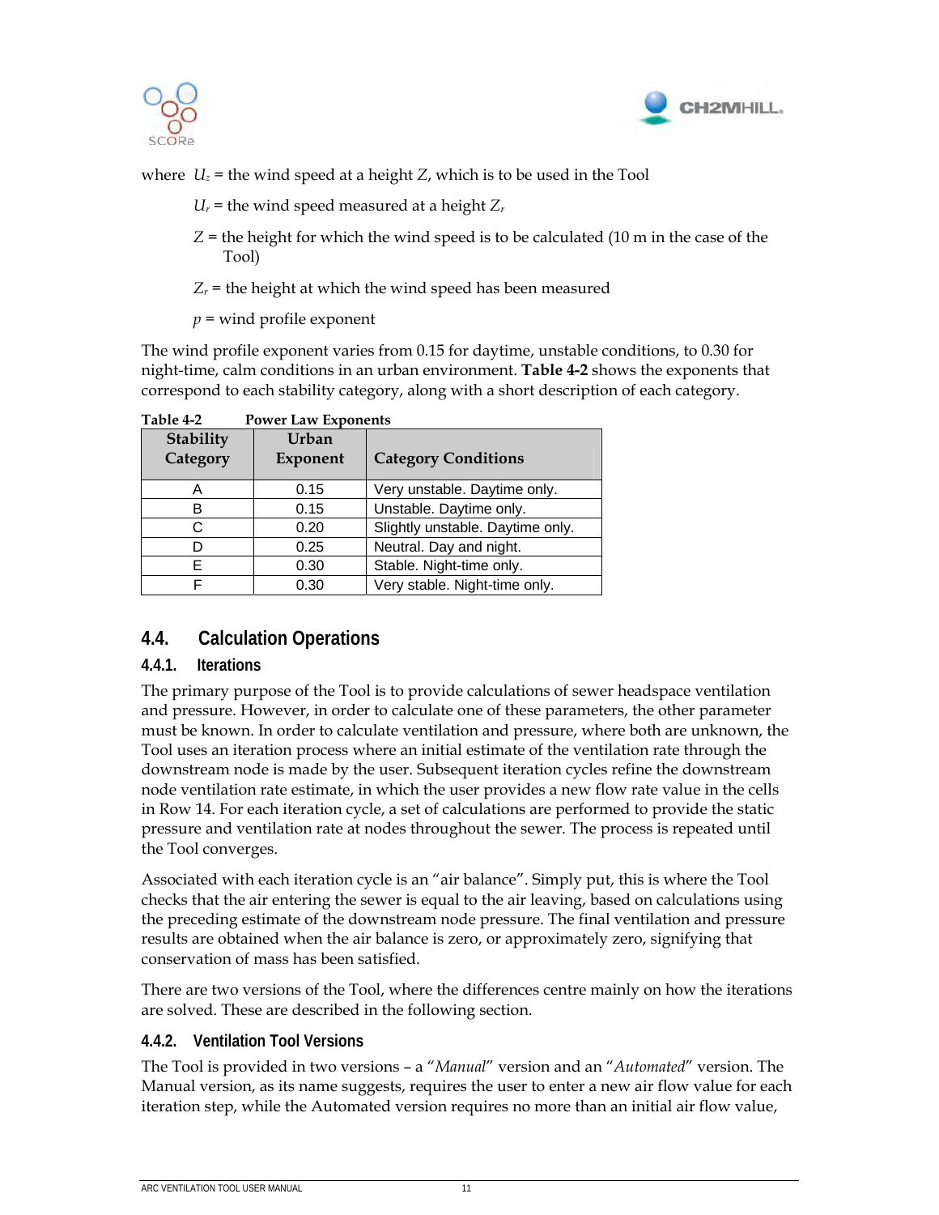where $U_z$ = the wind speed at a height $Z$, which is to be used in the Tool

$U_r$ = the wind speed measured at a height $Z_r$

$Z$ = the height for which the wind speed is to be calculated (10 m in the case of the Tool)

$Z_r$ = the height at which the wind speed has been measured

$p$ = wind profile exponent

The wind profile exponent varies from 0.15 for daytime, unstable conditions, to 0.30 for night-time, calm conditions in an urban environment. **Table 4-2** shows the exponents that correspond to each stability category, along with a short description of each category.

**Table 4-2 Power Law Exponents**

| Stability Category | Urban Exponent | Category Conditions |
|---|---|---|
| A | 0.15 | Very unstable. Daytime only. |
| B | 0.15 | Unstable. Daytime only. |
| C | 0.20 | Slightly unstable. Daytime only. |
| D | 0.25 | Neutral. Day and night. |
| E | 0.30 | Stable. Night-time only. |
| F | 0.30 | Very stable. Night-time only. |

## 4.4. Calculation Operations

### 4.4.1. Iterations

The primary purpose of the Tool is to provide calculations of sewer headspace ventilation and pressure. However, in order to calculate one of these parameters, the other parameter must be known. In order to calculate ventilation and pressure, where both are unknown, the Tool uses an iteration process where an initial estimate of the ventilation rate through the downstream node is made by the user. Subsequent iteration cycles refine the downstream node ventilation rate estimate, in which the user provides a new flow rate value in the cells in Row 14. For each iteration cycle, a set of calculations are performed to provide the static pressure and ventilation rate at nodes throughout the sewer. The process is repeated until the Tool converges.

Associated with each iteration cycle is an "air balance". Simply put, this is where the Tool checks that the air entering the sewer is equal to the air leaving, based on calculations using the preceding estimate of the downstream node pressure. The final ventilation and pressure results are obtained when the air balance is zero, or approximately zero, signifying that conservation of mass has been satisfied.

There are two versions of the Tool, where the differences centre mainly on how the iterations are solved. These are described in the following section.

### 4.4.2. Ventilation Tool Versions

The Tool is provided in two versions – a "*Manual*" version and an "*Automated*" version. The Manual version, as its name suggests, requires the user to enter a new air flow value for each iteration step, while the Automated version requires no more than an initial air flow value,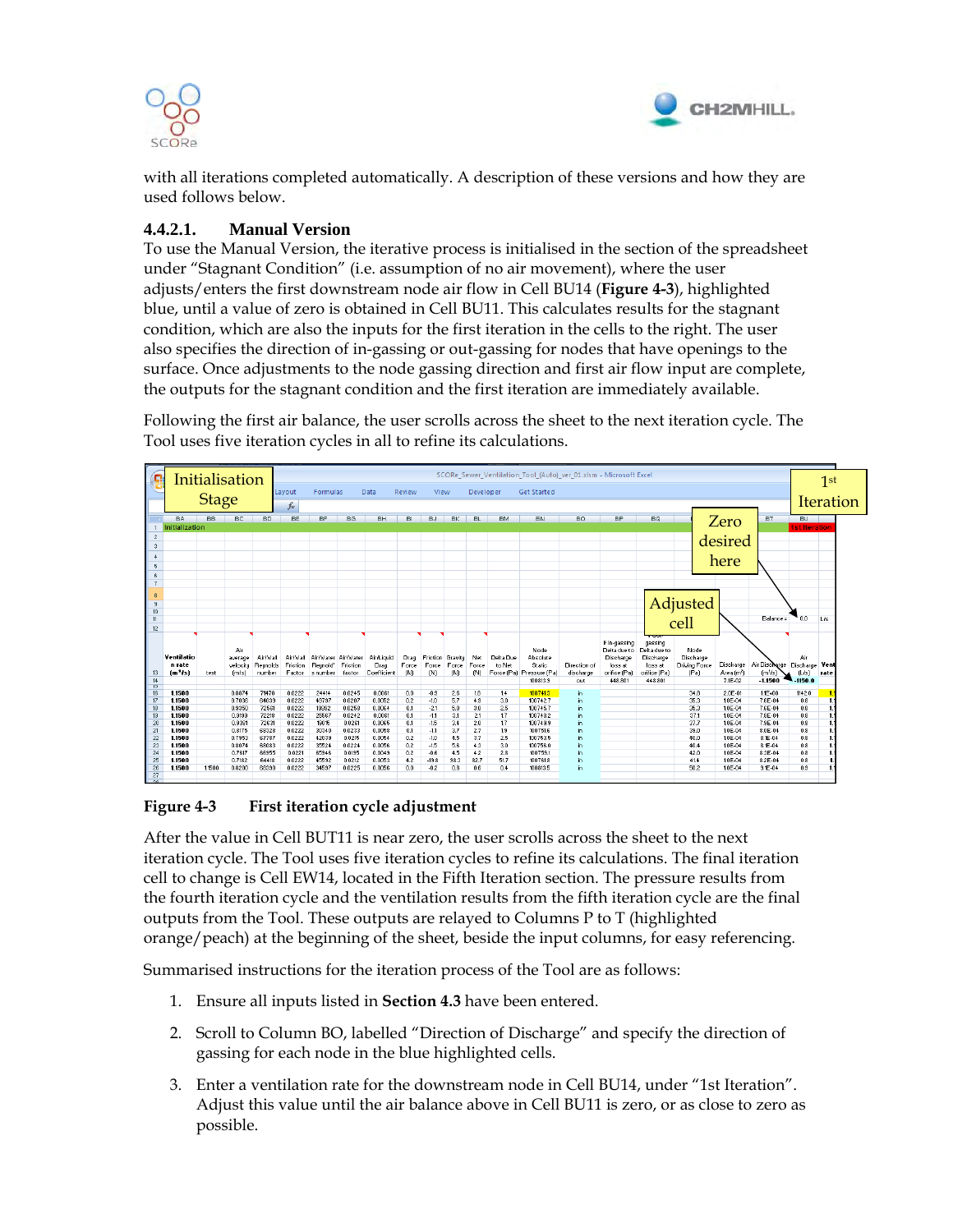with all iterations completed automatically. A description of these versions and how they are used follows below.

### 4.4.2.1. Manual Version

To use the Manual Version, the iterative process is initialised in the section of the spreadsheet under "Stagnant Condition" (i.e. assumption of no air movement), where the user adjusts/enters the first downstream node air flow in Cell BU14 (**Figure 4-3**), highlighted blue, until a value of zero is obtained in Cell BU11. This calculates results for the stagnant condition, which are also the inputs for the first iteration in the cells to the right. The user also specifies the direction of in-gassing or out-gassing for nodes that have openings to the surface. Once adjustments to the node gassing direction and first air flow input are complete, the outputs for the stagnant condition and the first iteration are immediately available.

Following the first air balance, the user scrolls across the sheet to the next iteration cycle. The Tool uses five iteration cycles in all to refine its calculations.

**Figure 4-3 First iteration cycle adjustment**

After the value in Cell BUT11 is near zero, the user scrolls across the sheet to the next iteration cycle. The Tool uses five iteration cycles in all to refine its calculations. The final iteration cell to change is Cell EW14, located in the Fifth Iteration section. The pressure results from the fourth iteration cycle and the ventilation results from the fifth iteration cycle are the final outputs from the Tool. These outputs are relayed to Columns P to T (highlighted orange/peach) at the beginning of the sheet, beside the input columns, for easy referencing.

Summarised instructions for the iteration process of the Tool are as follows:

1. Ensure all inputs listed in **Section 4.3** have been entered.
2. Scroll to Column BO, labelled "Direction of Discharge" and specify the direction of gassing for each node in the blue highlighted cells.
3. Enter a ventilation rate for the downstream node in Cell BU14, under "1st Iteration". Adjust this value until the air balance above in Cell BU11 is zero, or as close to zero as possible.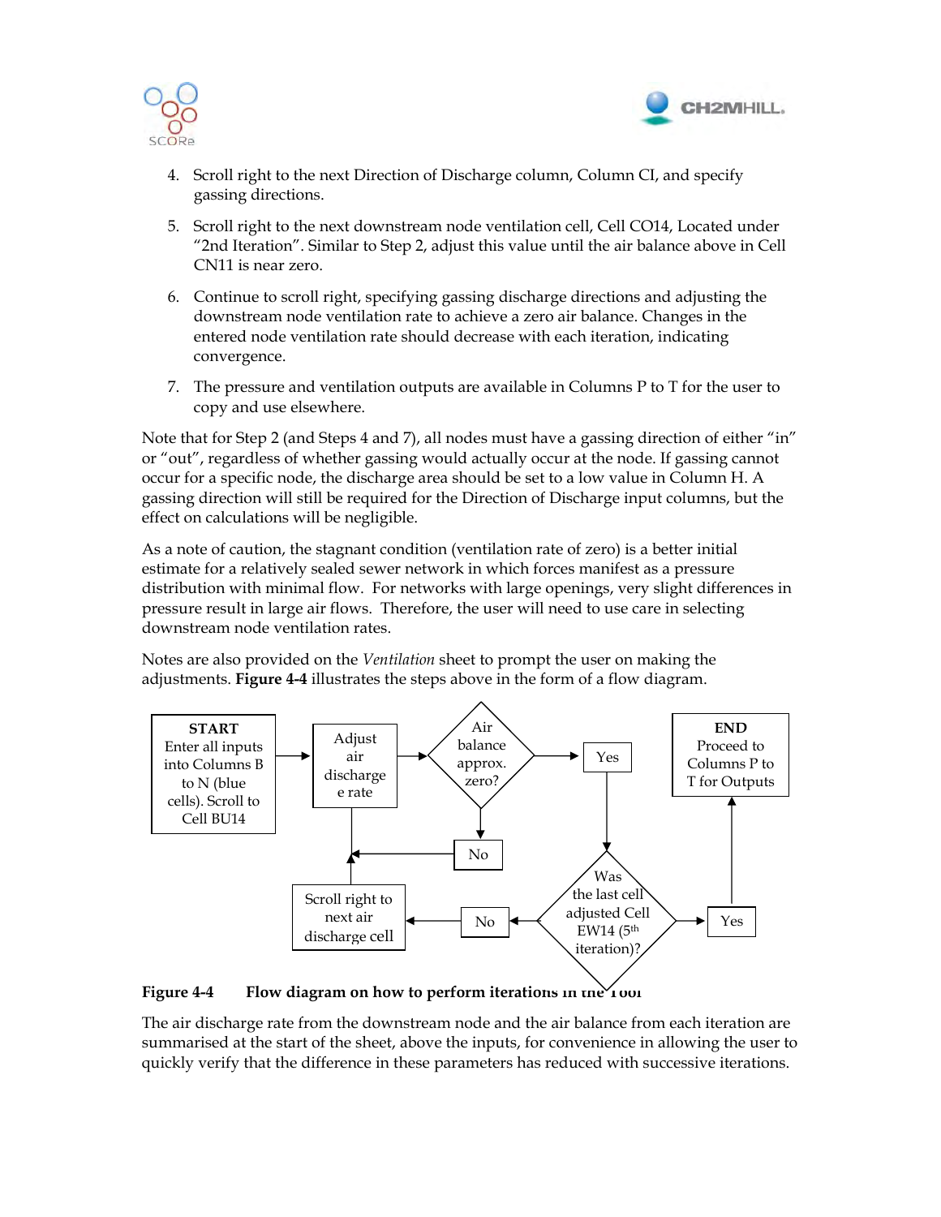4. Scroll right to the next Direction of Discharge column, Column CI, and specify gassing directions.

5. Scroll right to the next downstream node ventilation cell, Cell CO14, Located under "2nd Iteration". Similar to Step 2, adjust this value until the air balance above in Cell CN11 is near zero.

6. Continue to scroll right, specifying gassing discharge directions and adjusting the downstream node ventilation rate to achieve a zero air balance. Changes in the entered node ventilation rate should decrease with each iteration, indicating convergence.

7. The pressure and ventilation outputs are available in Columns P to T for the user to copy and use elsewhere.

Note that for Step 2 (and Steps 4 and 7), all nodes must have a gassing direction of either "in" or "out", regardless of whether gassing would actually occur at the node. If gassing cannot occur for a specific node, the discharge area should be set to a low value in Column H. A gassing direction will still be required for the Direction of Discharge input columns, but the effect on calculations will be negligible.

As a note of caution, the stagnant condition (ventilation rate of zero) is a better initial estimate for a relatively sealed sewer network in which forces manifest as a pressure distribution with minimal flow. For networks with large openings, very slight differences in pressure result in large air flows. Therefore, the user will need to use care in selecting downstream node ventilation rates.

Notes are also provided on the *Ventilation* sheet to prompt the user on making the adjustments. **Figure 4-4** illustrates the steps above in the form of a flow diagram.

**START** Enter all inputs into Columns B to N (blue cells). Scroll to Cell BU14 → Adjust air discharge rate → Air balance approx. zero? → No: return to Adjust air discharge rate; Yes → Was the last cell adjusted Cell EW14 (5th iteration)? → No: Scroll right to next discharge cell → Adjust air discharge rate; Yes → **END** Proceed to Columns P to T for Outputs

**Figure 4-4 Flow diagram on how to perform iterations in the Tool**

The air discharge rate from the downstream node and the air balance from each iteration are summarised at the start of the sheet, above the inputs, for convenience in allowing the user to quickly verify that the difference in these parameters has reduced with successive iterations.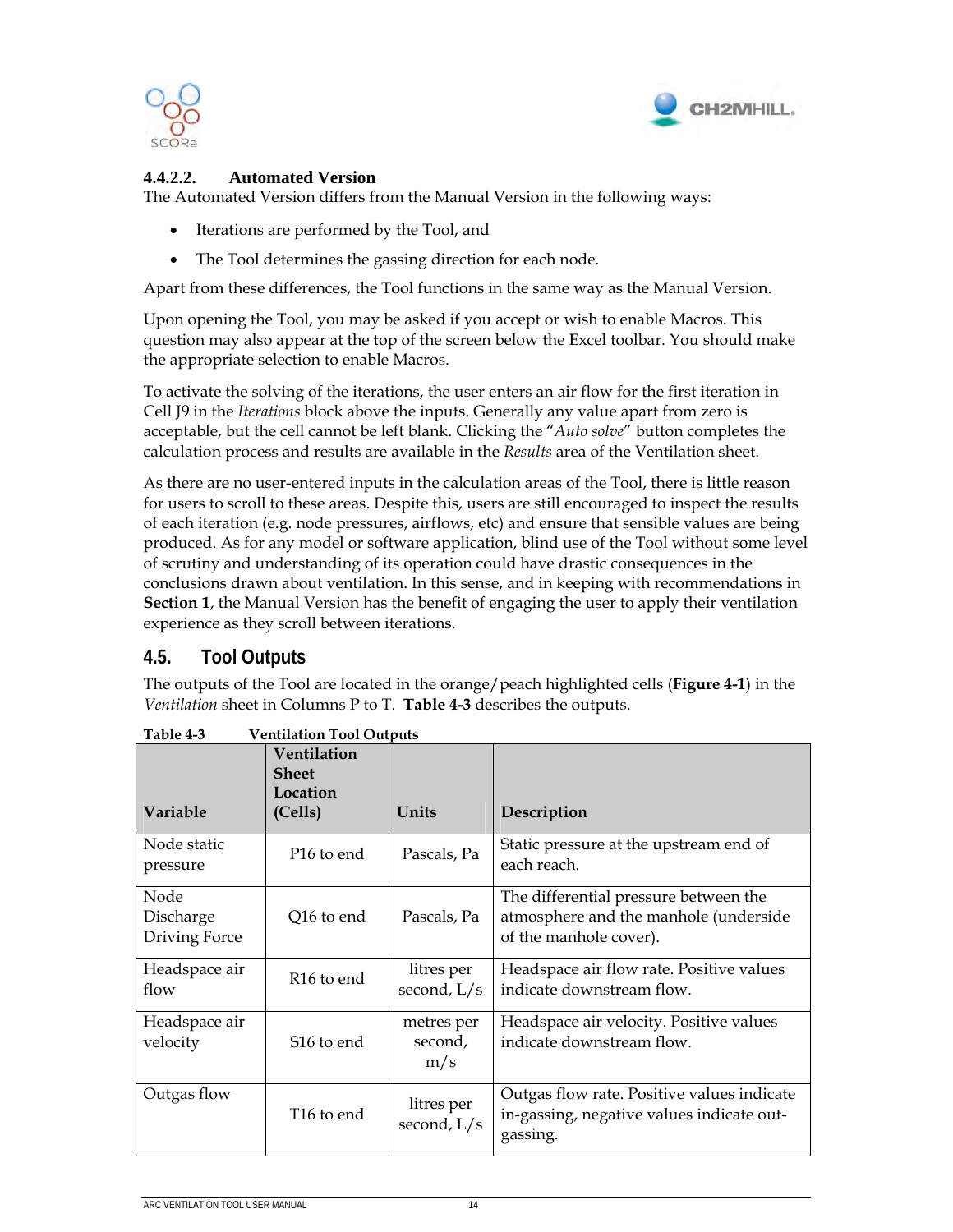#### 4.4.2.2. Automated Version

The Automated Version differs from the Manual Version in the following ways:

- Iterations are performed by the Tool, and
- The Tool determines the gassing direction for each node.

Apart from these differences, the Tool functions in the same way as the Manual Version.

Upon opening the Tool, you may be asked if you accept or wish to enable Macros. This question may also appear at the top of the screen below the Excel toolbar. You should make the appropriate selection to enable Macros.

To activate the solving of the iterations, the user enters an air flow for the first iteration in Cell J9 in the *Iterations* block above the inputs. Generally any value apart from zero is acceptable, but the cell cannot be left blank. Clicking the "*Auto solve*" button completes the calculation process and results are available in the *Results* area of the Ventilation sheet.

As there are no user-entered inputs in the calculation areas of the Tool, there is little reason for users to scroll to these areas. Despite this, users are still encouraged to inspect the results of each iteration (e.g. node pressures, airflows, etc) and ensure that sensible values are being produced. As for any model or software application, blind use of the Tool without some level of scrutiny and understanding of its operation could have drastic consequences in the conclusions drawn about ventilation. In this sense, and in keeping with recommendations in **Section 1**, the Manual Version has the benefit of engaging the user to apply their ventilation experience as they scroll between iterations.

## 4.5. Tool Outputs

The outputs of the Tool are located in the orange/peach highlighted cells (**Figure 4-1**) in the *Ventilation* sheet in Columns P to T. **Table 4-3** describes the outputs.

**Table 4-3 Ventilation Tool Outputs**

| Variable | Ventilation Sheet Location (Cells) | Units | Description |
|---|---|---|---|
| Node static pressure | P16 to end | Pascals, Pa | Static pressure at the upstream end of each reach. |
| Node Discharge Driving Force | Q16 to end | Pascals, Pa | The differential pressure between the atmosphere and the manhole (underside of the manhole cover). |
| Headspace air flow | R16 to end | litres per second, L/s | Headspace air flow rate. Positive values indicate downstream flow. |
| Headspace air velocity | S16 to end | metres per second, m/s | Headspace air velocity. Positive values indicate downstream flow. |
| Outgas flow | T16 to end | litres per second, L/s | Outgas flow rate. Positive values indicate in-gassing, negative values indicate out-gassing. |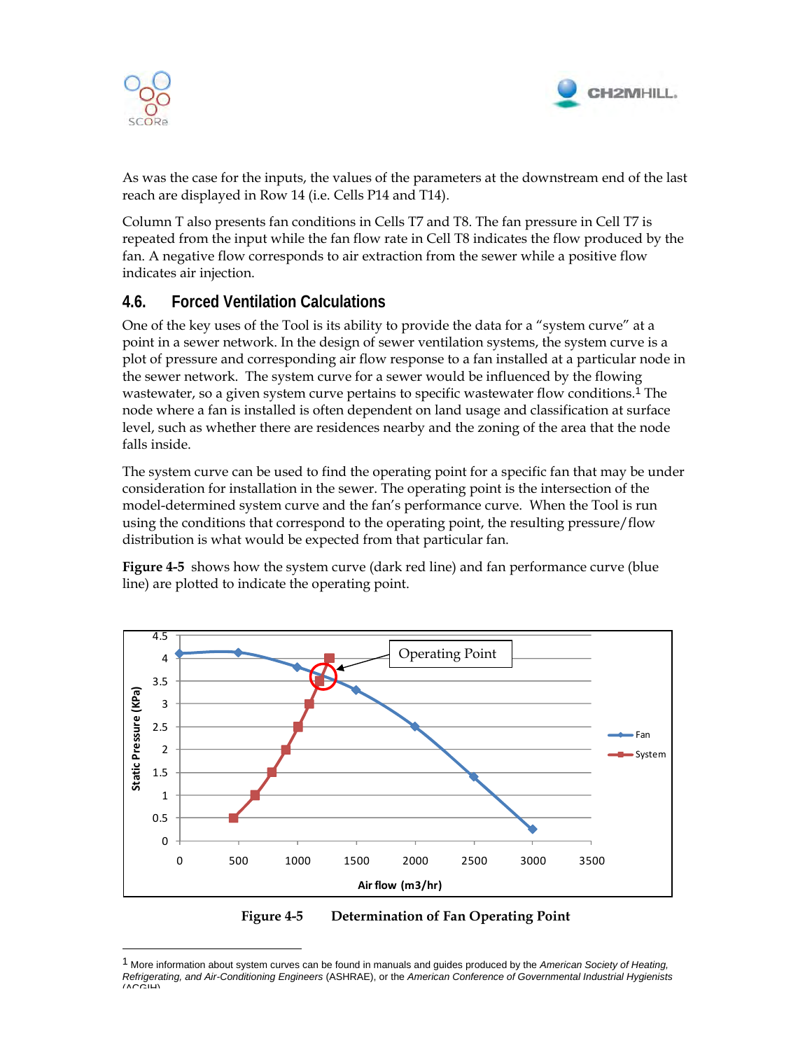As was the case for the inputs, the values of the parameters at the downstream end of the last reach are displayed in Row 14 (i.e. Cells P14 and T14).

Column T also presents fan conditions in Cells T7 and T8. The fan pressure in Cell T7 is repeated from the input while the fan flow rate in Cell T8 indicates the flow produced by the fan. A negative flow corresponds to air extraction from the sewer while a positive flow indicates air injection.

## 4.6. Forced Ventilation Calculations

One of the key uses of the Tool is its ability to provide the data for a "system curve" at a point in a sewer network. In the design of sewer ventilation systems, the system curve is a plot of pressure and corresponding air flow response to a fan installed at a particular node in the sewer network. The system curve for a sewer would be influenced by the flowing wastewater, so a given system curve pertains to specific wastewater flow conditions.[1] The node where a fan is installed is often dependent on land usage and classification at surface level, such as whether there are residences nearby and the zoning of the area that the node falls inside.

The system curve can be used to find the operating point for a specific fan that may be under consideration for installation in the sewer. The operating point is the intersection of the model-determined system curve and the fan's performance curve. When the Tool is run using the conditions that correspond to the operating point, the resulting pressure/flow distribution is what would be expected from that particular fan.

**Figure 4-5** shows how the system curve (dark red line) and fan performance curve (blue line) are plotted to indicate the operating point.

**Figure 4-5 Determination of Fan Operating Point**

[1] More information about system curves can be found in manuals and guides produced by the *American Society of Heating, Refrigerating, and Air-Conditioning Engineers* (ASHRAE), or the *American Conference of Governmental Industrial Hygienists* (ACGIH)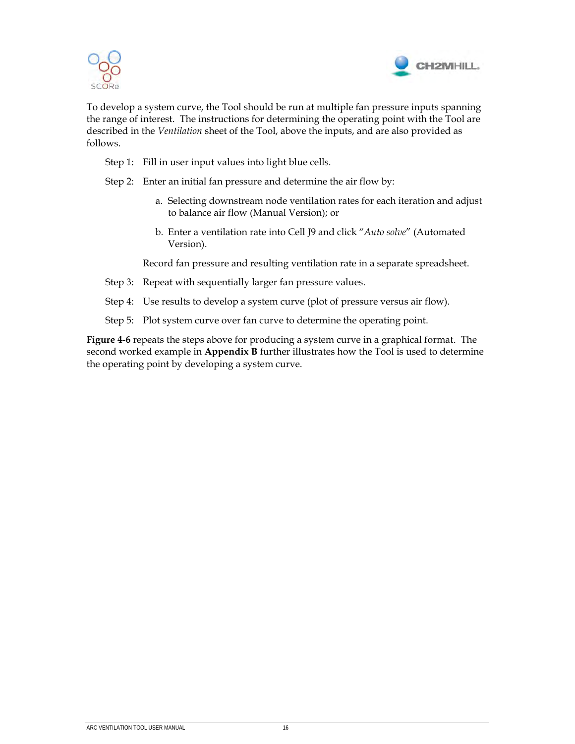To develop a system curve, the Tool should be run at multiple fan pressure inputs spanning the range of interest. The instructions for determining the operating point with the Tool are described in the *Ventilation* sheet of the Tool, above the inputs, and are also provided as follows.

Step 1: Fill in user input values into light blue cells.

Step 2: Enter an initial fan pressure and determine the air flow by:

a. Selecting downstream node ventilation rates for each iteration and adjust to balance air flow (Manual Version); or

b. Enter a ventilation rate into Cell J9 and click "*Auto solve*" (Automated Version).

Record fan pressure and resulting ventilation rate in a separate spreadsheet.

Step 3: Repeat with sequentially larger fan pressure values.

Step 4: Use results to develop a system curve (plot of pressure versus air flow).

Step 5: Plot system curve over fan curve to determine the operating point.

**Figure 4-6** repeats the steps above for producing a system curve in a graphical format. The second worked example in **Appendix B** further illustrates how the Tool is used to determine the operating point by developing a system curve.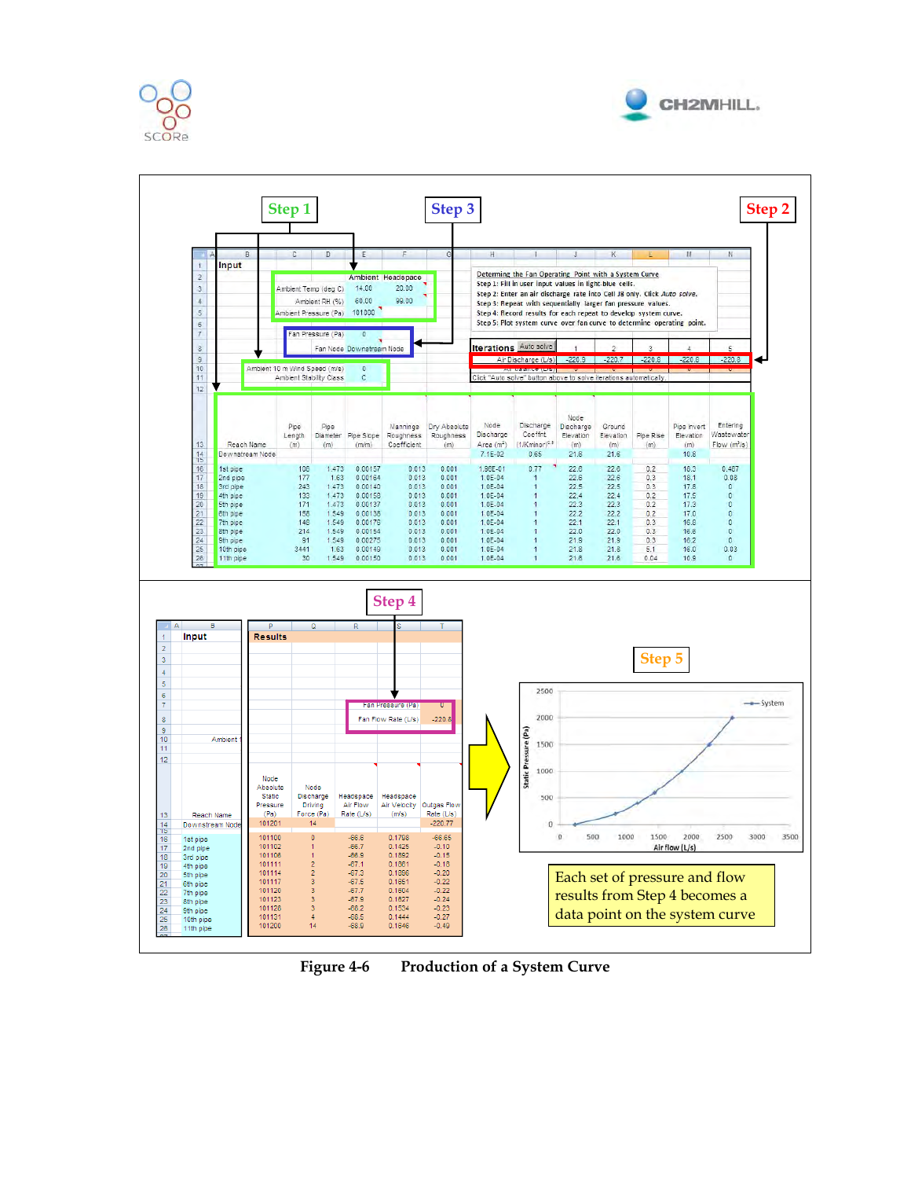Step 1

Step 3

Step 2

| | Ambient | Headspace |
|---|---|---|
| Ambient Temp (deg C) | 14.00 | 20.00 |
| Ambient RH (%) | 60.00 | 99.00 |
| Ambient Pressure (Pa) | 101000 | |

| | |
|---|---|
| Fan Pressure (Pa) | 0 |
| Fan Node | Downstream Node |

| | |
|---|---|
| Ambient 10 m Wind Speed (m/s) | 0 |
| Ambient Stability Class | C |

Determining the Fan Operating Point with a System Curve

Step 1: Fill in user input values in light-blue cells.

Step 2: Enter an air discharge rate into Cell J8 only. Click *Auto solve*.

Step 3: Repeat with sequentially larger fan pressure values.

Step 4: Record results for each repeat to develop system curve.

Step 5: Plot system curve over fan curve to determine operating point.

| Iterations | 1 | 2 | 3 | 4 | 5 |
|---|---|---|---|---|---|
| Air Discharge (L/s) | -220.9 | -220.7 | -220.8 | -220.8 | -220.8 |

Click "Auto solve" button above to solve iterations automatically.

| Reach Name | Pipe Length (m) | Pipe Diameter (m) | Pipe Slope (m/m) | Mannings Roughness Coefficient | Dry Absolute Roughness (m) | Node Discharge Area (m²) | Discharge Coeff't (1/Km/nor)^0.5 | Node Discharge Elevation (m) | Ground Elevation (m) | Pipe Rise (m) | Pipe Invert Elevation (m) | Entering Wastewater Flow (m³/s) |
|---|---|---|---|---|---|---|---|---|---|---|---|---|
| Downstream Node | | | | | | 7.1E-02 | 0.65 | 21.6 | 21.6 | | 10.8 | |
| 1st pipe | 108 | 1.473 | 0.00157 | 0.013 | 0.001 | 1.96E-01 | 0.77 | 22.6 | 22.6 | 0.2 | 18.3 | 0.467 |
| 2nd pipe | 177 | 1.63 | 0.00164 | 0.013 | 0.001 | 1.0E-04 | 1 | 22.6 | 22.6 | 0.3 | 18.1 | 0.08 |
| 3rd pipe | 243 | 1.473 | 0.00140 | 0.013 | 0.001 | 1.0E-04 | 1 | 22.5 | 22.5 | 0.3 | 17.8 | 0 |
| 4th pipe | 133 | 1.473 | 0.00158 | 0.013 | 0.001 | 1.0E-04 | 1 | 22.4 | 22.4 | 0.2 | 17.5 | 0 |
| 5th pipe | 171 | 1.473 | 0.00137 | 0.013 | 0.001 | 1.0E-04 | 1 | 22.3 | 22.3 | 0.2 | 17.3 | 0 |
| 6th pipe | 156 | 1.549 | 0.00138 | 0.013 | 0.001 | 1.0E-04 | 1 | 22.2 | 22.2 | 0.2 | 17.0 | 0 |
| 7th pipe | 148 | 1.549 | 0.00179 | 0.013 | 0.001 | 1.0E-04 | 1 | 22.1 | 22.1 | 0.3 | 16.8 | 0 |
| 8th pipe | 214 | 1.549 | 0.00154 | 0.013 | 0.001 | 1.0E-04 | 1 | 22.0 | 22.0 | 0.3 | 16.6 | 0 |
| 9th pipe | 91 | 1.549 | 0.00275 | 0.013 | 0.001 | 1.0E-04 | 1 | 21.9 | 21.9 | 0.3 | 16.2 | 0 |
| 10th pipe | 3441 | 1.63 | 0.00149 | 0.013 | 0.001 | 1.0E-04 | 1 | 21.8 | 21.8 | 5.1 | 16.0 | 0.03 |
| 11th pipe | 30 | 1.549 | 0.00150 | 0.013 | 0.001 | 1.0E-04 | 1 | 21.6 | 21.6 | 0.04 | 10.9 | 0 |

Step 4

Results

| | |
|---|---|
| Fan Pressure (Pa) | 0 |
| Fan Flow Rate (L/s) | -220.8 |

| Reach Name | Node Absolute Static Pressure (Pa) | Node Discharge Driving Force (Pa) | Headspace Air Flow Rate (L/s) | Headspace Air Velocity (m/s) | Outgas Flow Rate (L/s) |
|---|---|---|---|---|---|
| Downstream Node | 101201 | 14 | | | -220.77 |
| 1st pipe | 101100 | 0 | -66.6 | 0.1768 | -66.65 |
| 2nd pipe | 101102 | 1 | -66.7 | 0.1425 | -0.10 |
| 3rd pipe | 101106 | 1 | -66.9 | 0.1892 | -0.15 |
| 4th pipe | 101111 | 2 | -67.1 | 0.1861 | -0.18 |
| 5th pipe | 101114 | 2 | -67.3 | 0.1896 | -0.20 |
| 6th pipe | 101117 | 3 | -67.5 | 0.1651 | -0.22 |
| 7th pipe | 101120 | 3 | -67.7 | 0.1604 | -0.22 |
| 8th pipe | 101123 | 3 | -67.9 | 0.1627 | -0.24 |
| 9th pipe | 101126 | 3 | -68.2 | 0.1534 | -0.23 |
| 10th pipe | 101131 | 4 | -68.5 | 0.1444 | -0.27 |
| 11th pipe | 101200 | 14 | -68.9 | 0.1646 | -0.49 |

Step 5

Each set of pressure and flow results from Step 4 becomes a data point on the system curve

**Figure 4-6 Production of a System Curve**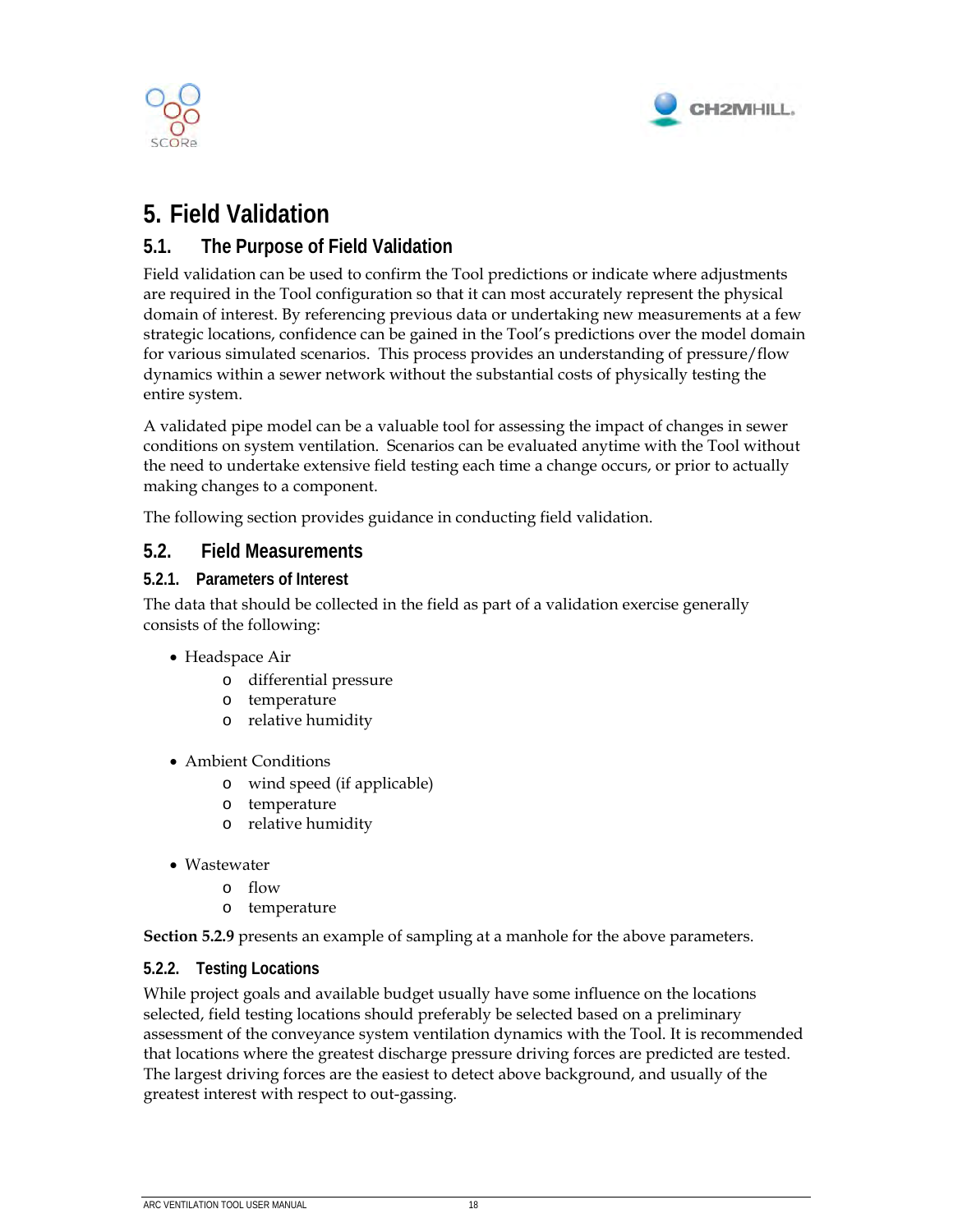# 5. Field Validation

## 5.1. The Purpose of Field Validation

Field validation can be used to confirm the Tool predictions or indicate where adjustments are required in the Tool configuration so that it can most accurately represent the physical domain of interest. By referencing previous data or undertaking new measurements at a few strategic locations, confidence can be gained in the Tool's predictions over the model domain for various simulated scenarios. This process provides an understanding of pressure/flow dynamics within a sewer network without the substantial costs of physically testing the entire system.

A validated pipe model can be a valuable tool for assessing the impact of changes in sewer conditions on system ventilation. Scenarios can be evaluated anytime with the Tool without the need to undertake extensive field testing each time a change occurs, or prior to actually making changes to a component.

The following section provides guidance in conducting field validation.

## 5.2. Field Measurements

### 5.2.1. Parameters of Interest

The data that should be collected in the field as part of a validation exercise generally consists of the following:

- Headspace Air
  - differential pressure
  - temperature
  - relative humidity
- Ambient Conditions
  - wind speed (if applicable)
  - temperature
  - relative humidity
- Wastewater
  - flow
  - temperature

**Section 5.2.9** presents an example of sampling at a manhole for the above parameters.

### 5.2.2. Testing Locations

While project goals and available budget usually have some influence on the locations selected, field testing locations should preferably be selected based on a preliminary assessment of the conveyance system ventilation dynamics with the Tool. It is recommended that locations where the greatest discharge pressure driving forces are predicted are tested. The largest driving forces are the easiest to detect above background, and usually of the greatest interest with respect to out-gassing.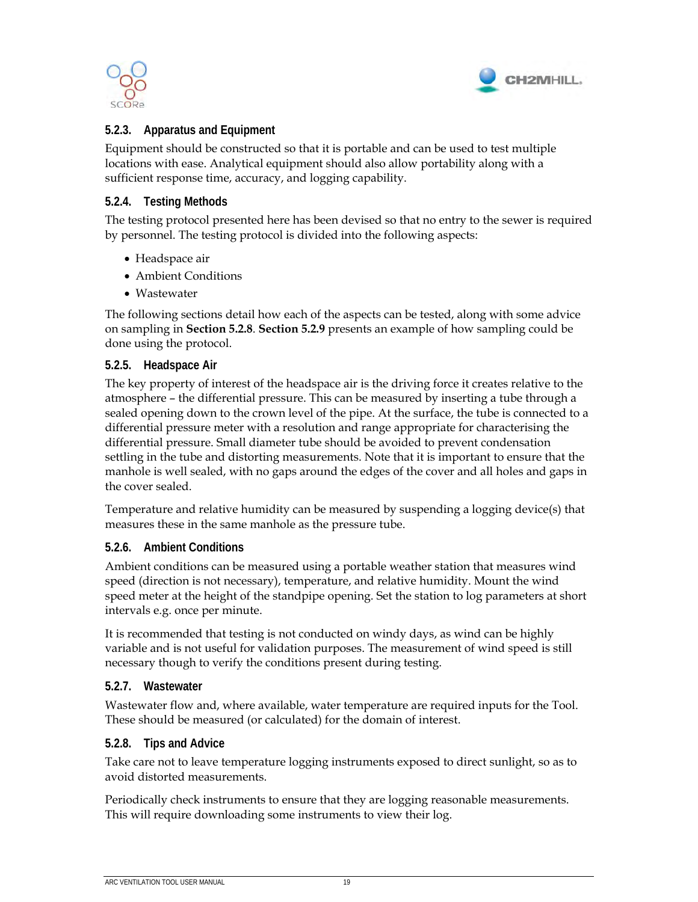### 5.2.3. Apparatus and Equipment

Equipment should be constructed so that it is portable and can be used to test multiple locations with ease. Analytical equipment should also allow portability along with a sufficient response time, accuracy, and logging capability.

### 5.2.4. Testing Methods

The testing protocol presented here has been devised so that no entry to the sewer is required by personnel. The testing protocol is divided into the following aspects:

- Headspace air
- Ambient Conditions
- Wastewater

The following sections detail how each of the aspects can be tested, along with some advice on sampling in **Section 5.2.8**. **Section 5.2.9** presents an example of how sampling could be done using the protocol.

### 5.2.5. Headspace Air

The key property of interest of the headspace air is the driving force it creates relative to the atmosphere – the differential pressure. This can be measured by inserting a tube through a sealed opening down to the crown level of the pipe. At the surface, the tube is connected to a differential pressure meter with a resolution and range appropriate for characterising the differential pressure. Small diameter tube should be avoided to prevent condensation settling in the tube and distorting measurements. Note that it is important to ensure that the manhole is well sealed, with no gaps around the edges of the cover and all holes and gaps in the cover sealed.

Temperature and relative humidity can be measured by suspending a logging device(s) that measures these in the same manhole as the pressure tube.

### 5.2.6. Ambient Conditions

Ambient conditions can be measured using a portable weather station that measures wind speed (direction is not necessary), temperature, and relative humidity. Mount the wind speed meter at the height of the standpipe opening. Set the station to log parameters at short intervals e.g. once per minute.

It is recommended that testing is not conducted on windy days, as wind can be highly variable and is not useful for validation purposes. The measurement of wind speed is still necessary though to verify the conditions present during testing.

### 5.2.7. Wastewater

Wastewater flow and, where available, water temperature are required inputs for the Tool. These should be measured (or calculated) for the domain of interest.

### 5.2.8. Tips and Advice

Take care not to leave temperature logging instruments exposed to direct sunlight, so as to avoid distorted measurements.

Periodically check instruments to ensure that they are logging reasonable measurements. This will require downloading some instruments to view their log.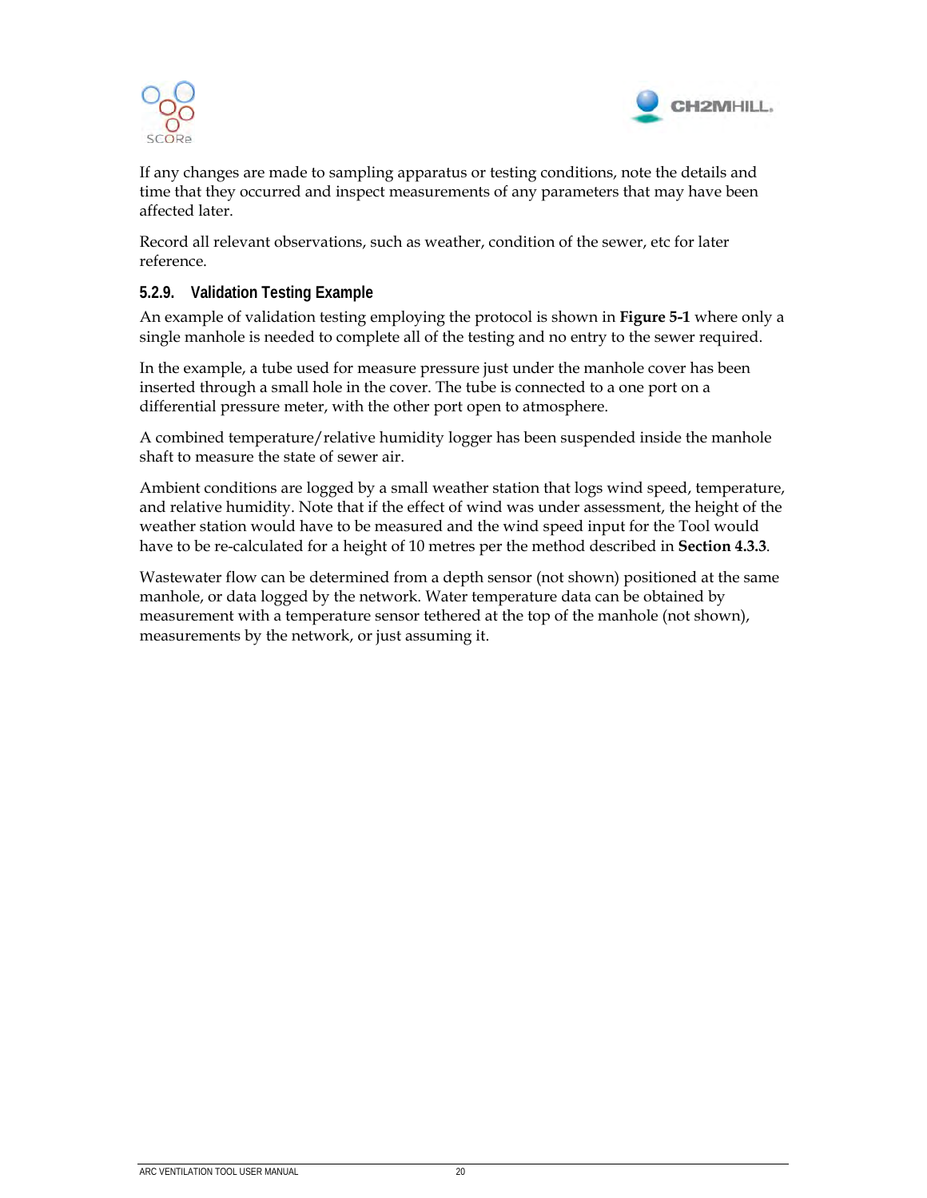If any changes are made to sampling apparatus or testing conditions, note the details and time that they occurred and inspect measurements of any parameters that may have been affected later.

Record all relevant observations, such as weather, condition of the sewer, etc for later reference.

### 5.2.9. Validation Testing Example

An example of validation testing employing the protocol is shown in **Figure 5-1** where only a single manhole is needed to complete all of the testing and no entry to the sewer required.

In the example, a tube used for measure pressure just under the manhole cover has been inserted through a small hole in the cover. The tube is connected to a one port on a differential pressure meter, with the other port open to atmosphere.

A combined temperature/relative humidity logger has been suspended inside the manhole shaft to measure the state of sewer air.

Ambient conditions are logged by a small weather station that logs wind speed, temperature, and relative humidity. Note that if the effect of wind was under assessment, the height of the weather station would have to be measured and the wind speed input for the Tool would have to be re-calculated for a height of 10 metres per the method described in **Section 4.3.3**.

Wastewater flow can be determined from a depth sensor (not shown) positioned at the same manhole, or data logged by the network. Water temperature data can be obtained by measurement with a temperature sensor tethered at the top of the manhole (not shown), measurements by the network, or just assuming it.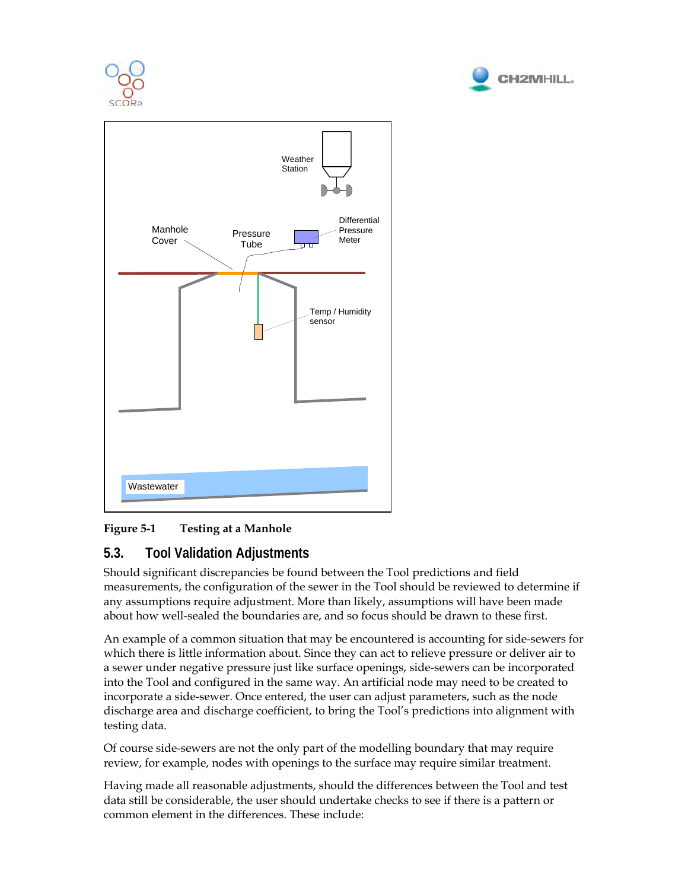Figure 5-1 Testing at a Manhole

## 5.3. Tool Validation Adjustments

Should significant discrepancies be found between the Tool predictions and field measurements, the configuration of the sewer in the Tool should be reviewed to determine if any assumptions require adjustment. More than likely, assumptions will have been made about how well-sealed the boundaries are, and so focus should be drawn to these first.

An example of a common situation that may be encountered is accounting for side-sewers for which there is little information about. Since they can act to relieve pressure or deliver air to a sewer under negative pressure just like surface openings, side-sewers can be incorporated into the Tool and configured in the same way. An artificial node may need to be created to incorporate a side-sewer. Once entered, the user can adjust parameters, such as the node discharge area and discharge coefficient, to bring the Tool's predictions into alignment with testing data.

Of course side-sewers are not the only part of the modelling boundary that may require review, for example, nodes with openings to the surface may require similar treatment.

Having made all reasonable adjustments, should the differences between the Tool and test data still be considerable, the user should undertake checks to see if there is a pattern or common element in the differences. These include: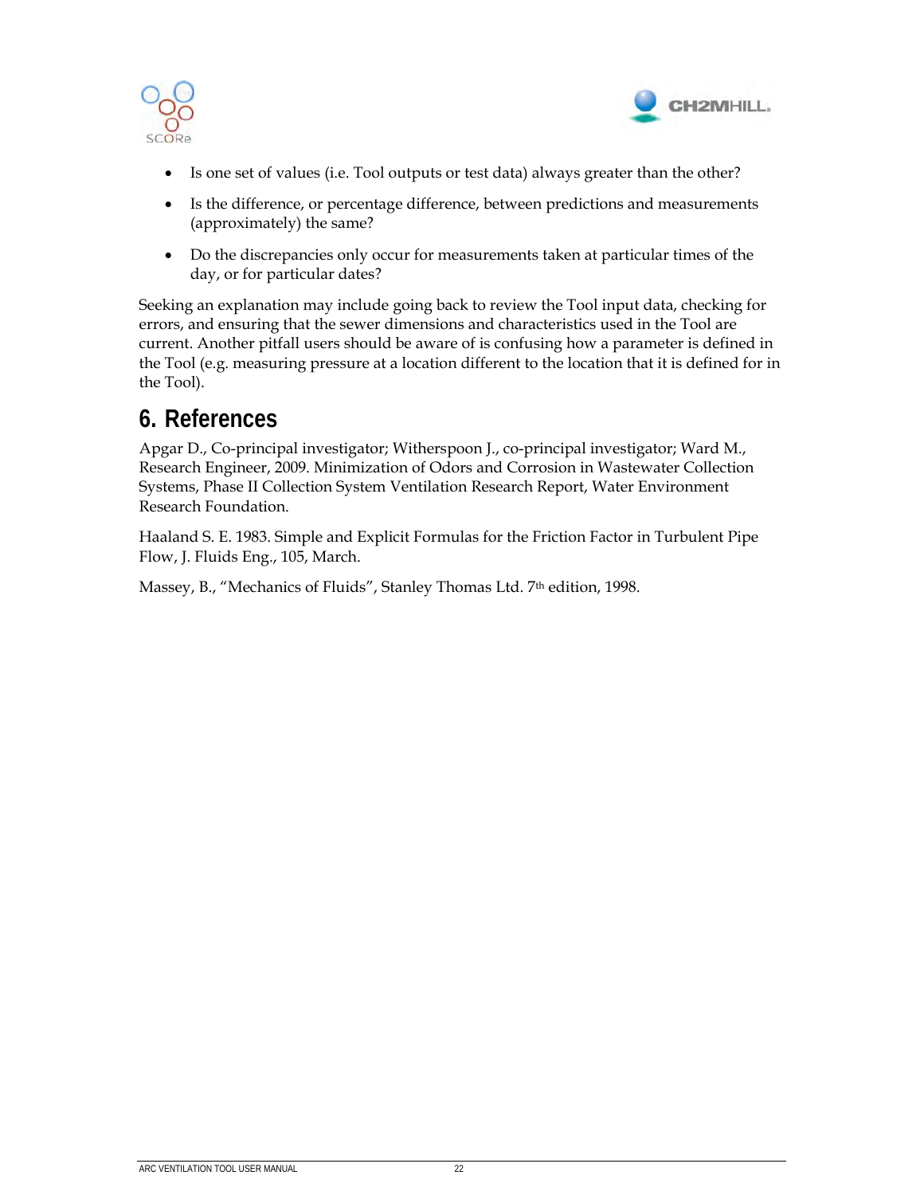- Is one set of values (i.e. Tool outputs or test data) always greater than the other?
- Is the difference, or percentage difference, between predictions and measurements (approximately) the same?
- Do the discrepancies only occur for measurements taken at particular times of the day, or for particular dates?

Seeking an explanation may include going back to review the Tool input data, checking for errors, and ensuring that the sewer dimensions and characteristics used in the Tool are current. Another pitfall users should be aware of is confusing how a parameter is defined in the Tool (e.g. measuring pressure at a location different to the location that it is defined for in the Tool).

# 6. References

Apgar D., Co-principal investigator; Witherspoon J., co-principal investigator; Ward M., Research Engineer, 2009. Minimization of Odors and Corrosion in Wastewater Collection Systems, Phase II Collection System Ventilation Research Report, Water Environment Research Foundation.

Haaland S. E. 1983. Simple and Explicit Formulas for the Friction Factor in Turbulent Pipe Flow, J. Fluids Eng., 105, March.

Massey, B., "Mechanics of Fluids", Stanley Thomas Ltd. 7th edition, 1998.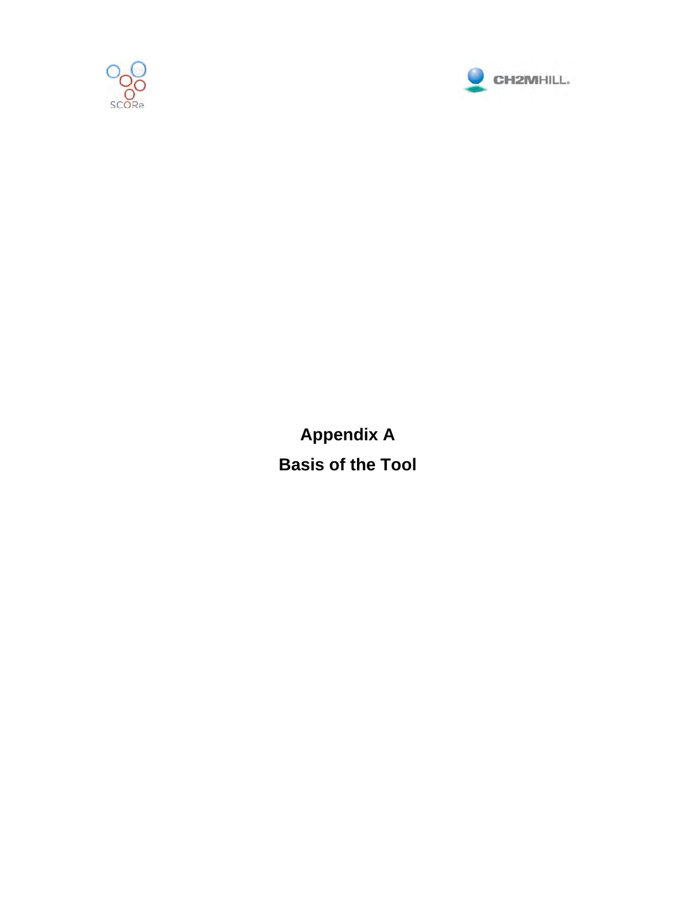# Appendix A

# Basis of the Tool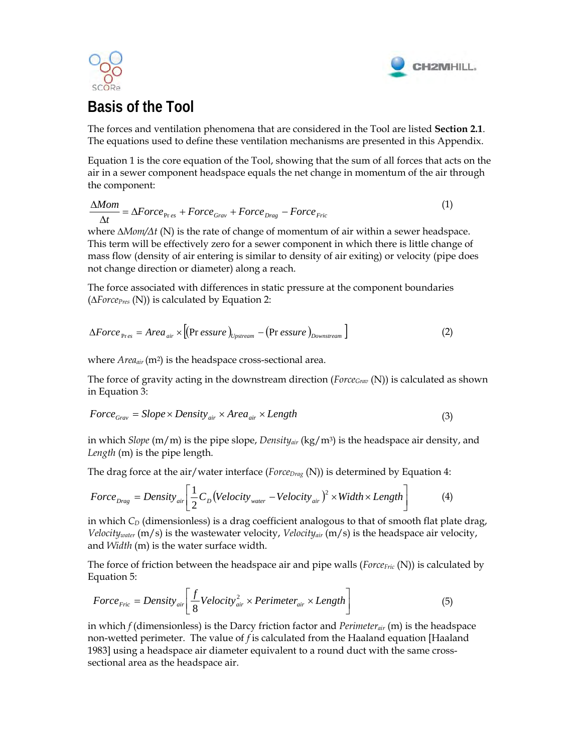# Basis of the Tool

The forces and ventilation phenomena that are considered in the Tool are listed **Section 2.1**. The equations used to define these ventilation mechanisms are presented in this Appendix.

Equation 1 is the core equation of the Tool, showing that the sum of all forces that acts on the air in a sewer component headspace equals the net change in momentum of the air through the component:

$$\frac{\Delta Mom}{\Delta t} = \Delta Force_{Pres} + Force_{Grav} + Force_{Drag} - Force_{Fric} \tag{1}$$

where $\Delta Mom/\Delta t$ (N) is the rate of change of momentum of air within a sewer headspace. This term will be effectively zero for a sewer component in which there is little change of mass flow (density of air entering is similar to density of air exiting) or velocity (pipe does not change direction or diameter) along a reach.

The force associated with differences in static pressure at the component boundaries ($\Delta Force_{Pres}$ (N)) is calculated by Equation 2:

$$\Delta Force_{Pres} = Area_{air} \times \left[ (Pressure)_{Upstream} - (Pressure)_{Downstream} \right] \tag{2}$$

where $Area_{air}$ (m$^2$) is the headspace cross-sectional area.

The force of gravity acting in the downstream direction ($Force_{Grav}$ (N)) is calculated as shown in Equation 3:

$$Force_{Grav} = Slope \times Density_{air} \times Area_{air} \times Length \tag{3}$$

in which *Slope* (m/m) is the pipe slope, $Density_{air}$ (kg/m$^3$) is the headspace air density, and *Length* (m) is the pipe length.

The drag force at the air/water interface ($Force_{Drag}$ (N)) is determined by Equation 4:

$$Force_{Drag} = Density_{air} \left[ \frac{1}{2} C_D (Velocity_{water} - Velocity_{air})^2 \times Width \times Length \right] \tag{4}$$

in which $C_D$ (dimensionless) is a drag coefficient analogous to that of smooth flat plate drag, $Velocity_{water}$ (m/s) is the wastewater velocity, $Velocity_{air}$ (m/s) is the headspace air velocity, and *Width* (m) is the water surface width.

The force of friction between the headspace air and pipe walls ($Force_{Fric}$ (N)) is calculated by Equation 5:

$$Force_{Fric} = Density_{air} \left[ \frac{f}{8} Velocity_{air}^2 \times Perimeter_{air} \times Length \right] \tag{5}$$

in which $f$ (dimensionless) is the Darcy friction factor and $Perimeter_{air}$ (m) is the headspace non-wetted perimeter. The value of $f$ is calculated from the Haaland equation [Haaland 1983] using a headspace air diameter equivalent to a round duct with the same cross-sectional area as the headspace air.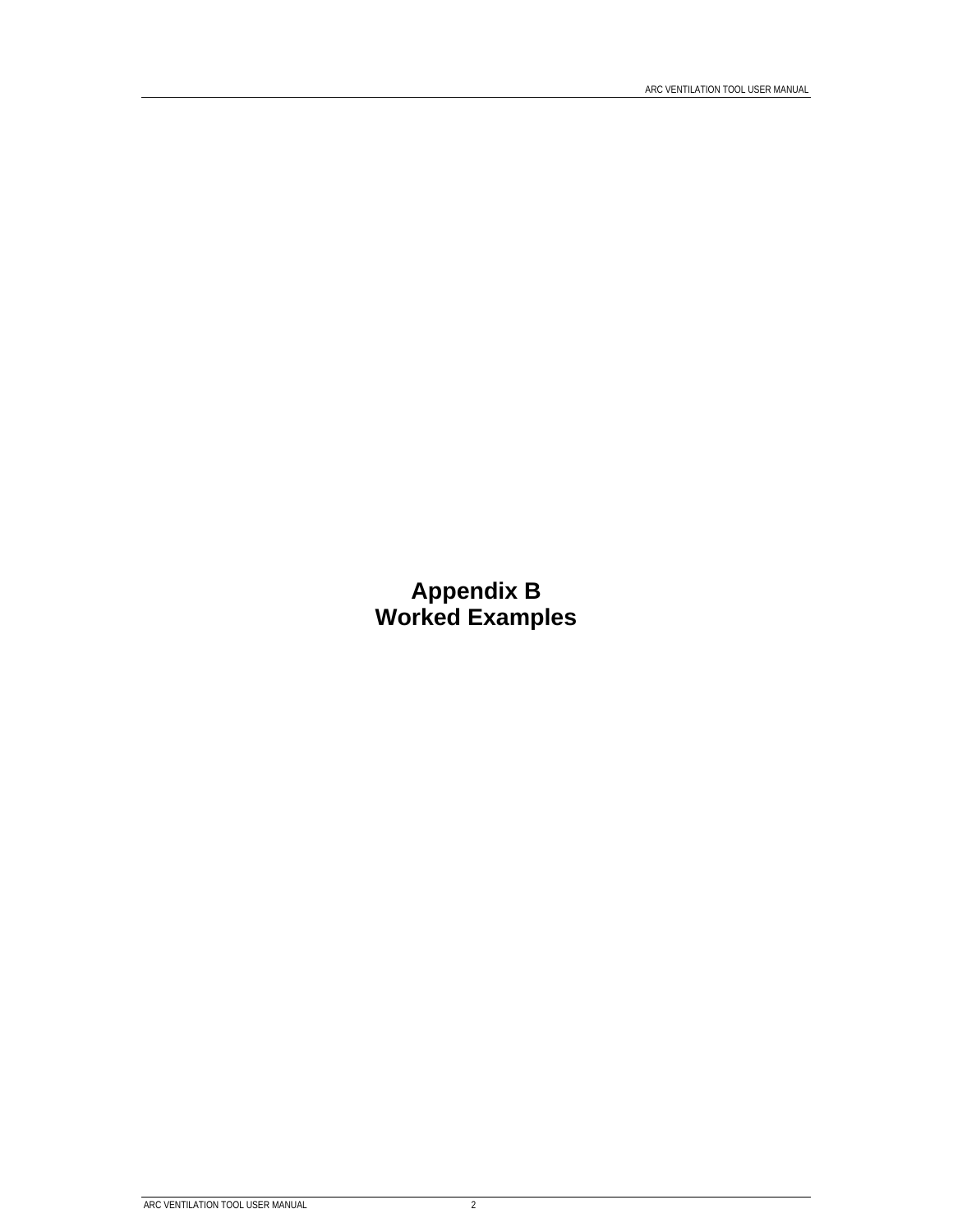# Appendix B
# Worked Examples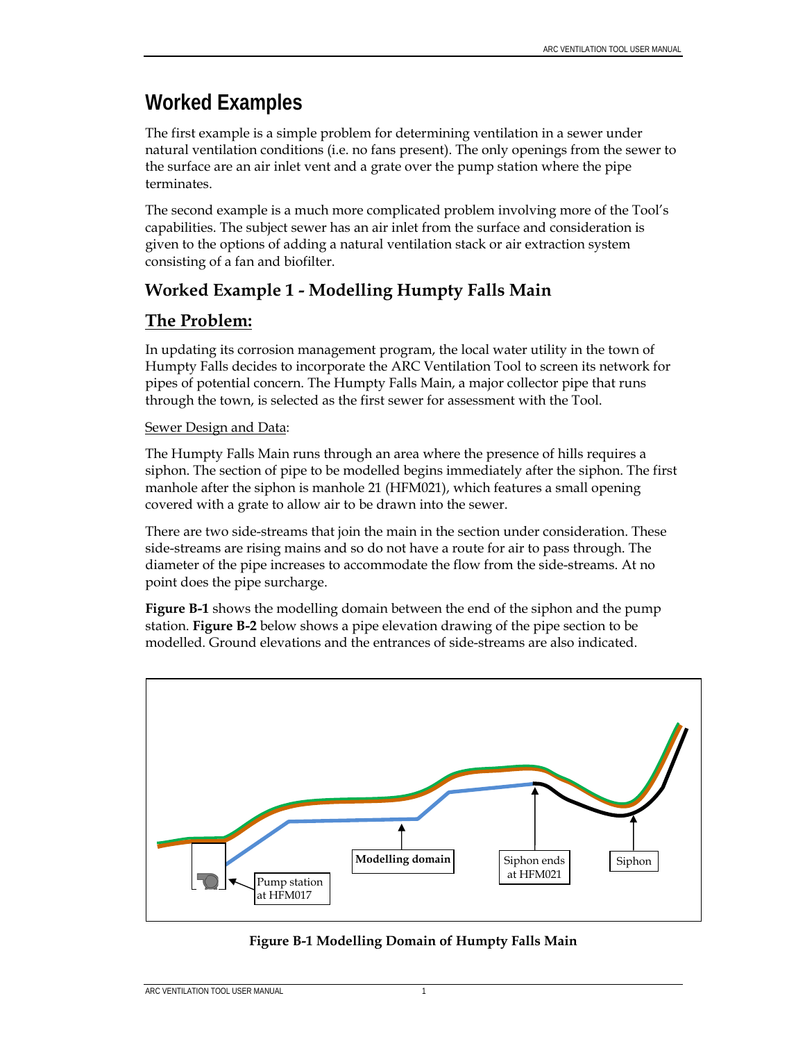# Worked Examples

The first example is a simple problem for determining ventilation in a sewer under natural ventilation conditions (i.e. no fans present). The only openings from the sewer to the surface are an air inlet vent and a grate over the pump station where the pipe terminates.

The second example is a much more complicated problem involving more of the Tool's capabilities. The subject sewer has an air inlet from the surface and consideration is given to the options of adding a natural ventilation stack or air extraction system consisting of a fan and biofilter.

## Worked Example 1 - Modelling Humpty Falls Main

## The Problem:

In updating its corrosion management program, the local water utility in the town of Humpty Falls decides to incorporate the ARC Ventilation Tool to screen its network for pipes of potential concern. The Humpty Falls Main, a major collector pipe that runs through the town, is selected as the first sewer for assessment with the Tool.

Sewer Design and Data:

The Humpty Falls Main runs through an area where the presence of hills requires a siphon. The section of pipe to be modelled begins immediately after the siphon. The first manhole after the siphon is manhole 21 (HFM021), which features a small opening covered with a grate to allow air to be drawn into the sewer.

There are two side-streams that join the main in the section under consideration. These side-streams are rising mains and so do not have a route for air to pass through. The diameter of the pipe increases to accommodate the flow from the side-streams. At no point does the pipe surcharge.

**Figure B-1** shows the modelling domain between the end of the siphon and the pump station. **Figure B-2** below shows a pipe elevation drawing of the pipe section to be modelled. Ground elevations and the entrances of side-streams are also indicated.

Modelling domain

Pump station at HFM017

Siphon ends at HFM021

Siphon

**Figure B-1 Modelling Domain of Humpty Falls Main**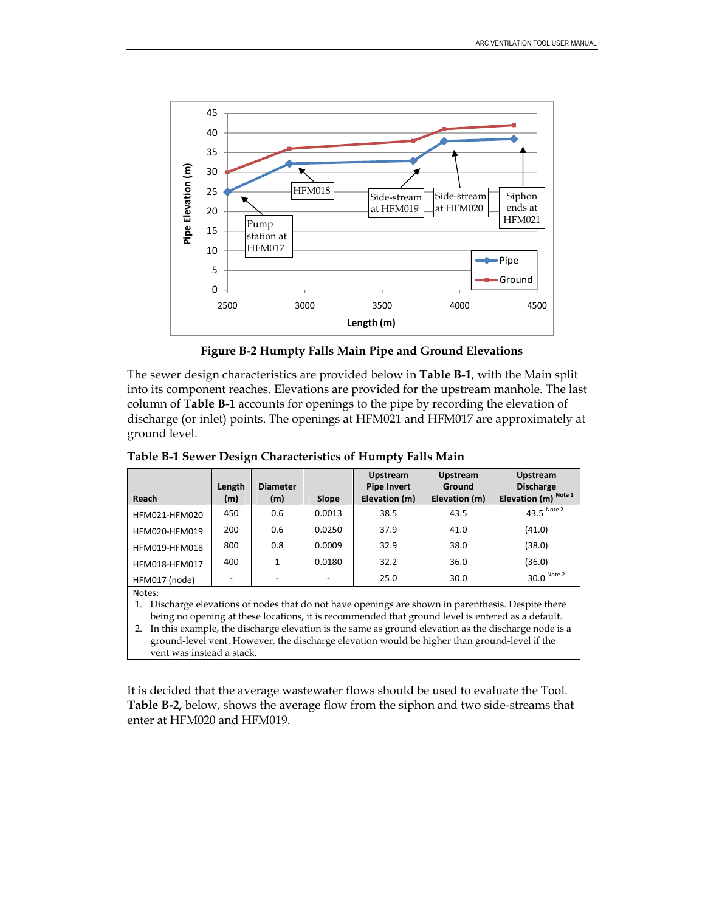Figure B-2 Humpty Falls Main Pipe and Ground Elevations

The sewer design characteristics are provided below in **Table B-1**, with the Main split into its component reaches. Elevations are provided for the upstream manhole. The last column of **Table B-1** accounts for openings to the pipe by recording the elevation of discharge (or inlet) points. The openings at HFM021 and HFM017 are approximately at ground level.

**Table B-1 Sewer Design Characteristics of Humpty Falls Main**

| Reach | Length (m) | Diameter (m) | Slope | Upstream Pipe Invert Elevation (m) | Upstream Ground Elevation (m) | Upstream Discharge Elevation (m) Note 1 |
|---|---|---|---|---|---|---|
| HFM021-HFM020 | 450 | 0.6 | 0.0013 | 38.5 | 43.5 | 43.5 Note 2 |
| HFM020-HFM019 | 200 | 0.6 | 0.0250 | 37.9 | 41.0 | (41.0) |
| HFM019-HFM018 | 800 | 0.8 | 0.0009 | 32.9 | 38.0 | (38.0) |
| HFM018-HFM017 | 400 | 1 | 0.0180 | 32.2 | 36.0 | (36.0) |
| HFM017 (node) | - | - | - | 25.0 | 30.0 | 30.0 Note 2 |

Notes:

1. Discharge elevations of nodes that do not have openings are shown in parenthesis. Despite there being no opening at these locations, it is recommended that ground level is entered as a default.
2. In this example, the discharge elevation is the same as ground elevation as the discharge node is a ground-level vent. However, the discharge elevation would be higher than ground-level if the vent was instead a stack.

It is decided that the average wastewater flows should be used to evaluate the Tool. **Table B-2,** below, shows the average flow from the siphon and two side-streams that enter at HFM020 and HFM019.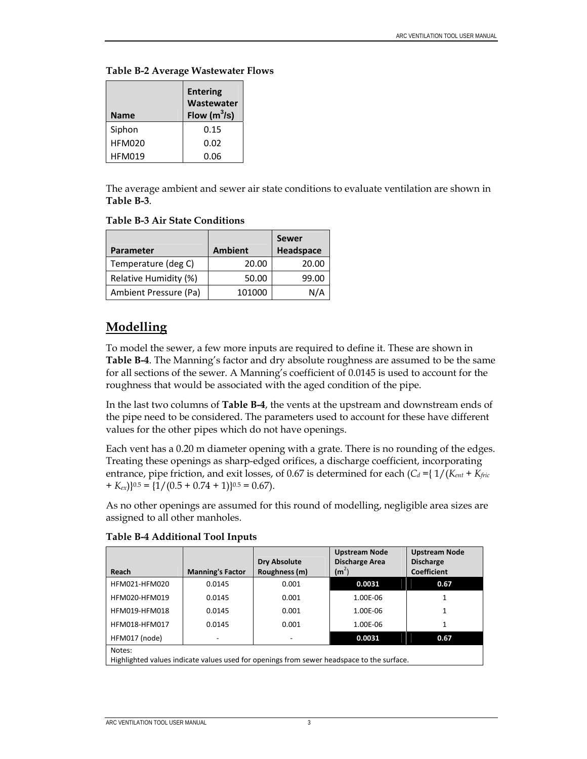**Table B-2 Average Wastewater Flows**

| Name | Entering Wastewater Flow ($m^3/s$) |
|---|---|
| Siphon | 0.15 |
| HFM020 | 0.02 |
| HFM019 | 0.06 |

The average ambient and sewer air state conditions to evaluate ventilation are shown in **Table B-3**.

**Table B-3 Air State Conditions**

| Parameter | Ambient | Sewer Headspace |
|---|---|---|
| Temperature (deg C) | 20.00 | 20.00 |
| Relative Humidity (%) | 50.00 | 99.00 |
| Ambient Pressure (Pa) | 101000 | N/A |

## Modelling

To model the sewer, a few more inputs are required to define it. These are shown in **Table B-4**. The Manning's factor and dry absolute roughness are assumed to be the same for all sections of the sewer. A Manning's coefficient of 0.0145 is used to account for the roughness that would be associated with the aged condition of the pipe.

In the last two columns of **Table B-4**, the vents at the upstream and downstream ends of the pipe need to be considered. The parameters used to account for these have different values for the other pipes which do not have openings.

Each vent has a 0.20 m diameter opening with a grate. There is no rounding of the edges. Treating these openings as sharp-edged orifices, a discharge coefficient, incorporating entrance, pipe friction, and exit losses, of 0.67 is determined for each ($C_d = \{1/(K_{ent} + K_{fric} + K_{ex})\}^{0.5} = \{1/(0.5 + 0.74 + 1)\}^{0.5} = 0.67$).

As no other openings are assumed for this round of modelling, negligible area sizes are assigned to all other manholes.

**Table B-4 Additional Tool Inputs**

| Reach | Manning's Factor | Dry Absolute Roughness (m) | Upstream Node Discharge Area ($m^2$) | Upstream Node Discharge Coefficient |
|---|---|---|---|---|
| HFM021-HFM020 | 0.0145 | 0.001 | **0.0031** | **0.67** |
| HFM020-HFM019 | 0.0145 | 0.001 | 1.00E-06 | 1 |
| HFM019-HFM018 | 0.0145 | 0.001 | 1.00E-06 | 1 |
| HFM018-HFM017 | 0.0145 | 0.001 | 1.00E-06 | 1 |
| HFM017 (node) | - | - | **0.0031** | **0.67** |

Notes:
Highlighted values indicate values used for openings from sewer headspace to the surface.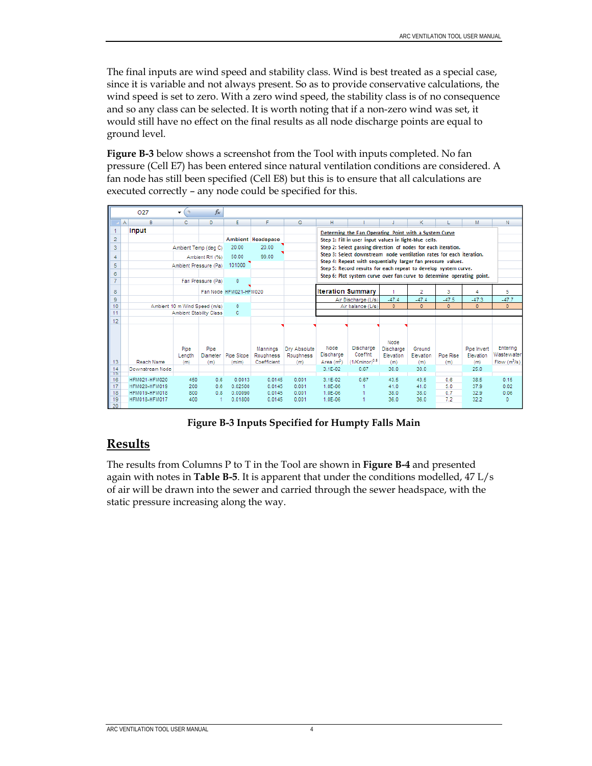The final inputs are wind speed and stability class. Wind is best treated as a special case, since it is variable and not always present. So as to provide conservative calculations, the wind speed is set to zero. With a zero wind speed, the stability class is of no consequence and so any class can be selected. It is worth noting that if a non-zero wind was set, it would still have no effect on the final results as all node discharge points are equal to ground level.

**Figure B-3** below shows a screenshot from the Tool with inputs completed. No fan pressure (Cell E7) has been entered since natural ventilation conditions are considered. A fan node has still been specified (Cell E8) but this is to ensure that all calculations are executed correctly – any node could be specified for this.

**Input**

| | Ambient | Headspace |
|---|---|---|
| Ambient Temp (deg C) | 20.00 | 20.00 |
| Ambient RH (%) | 50.00 | 99.00 |
| Ambient Pressure (Pa) | 101000 | |
| Fan Pressure (Pa) | 0 | |
| Fan Node | HFM021-HFM020 | |
| Ambient 10 m Wind Speed (m/s) | 0 | |
| Ambient Stability Class | C | |

Determining the Fan Operating Point with a System Curve
Step 1: Fill in user input values in light-blue cells.
Step 2: Select gassing direction of nodes for each iteration.
Step 3: Select downstream node ventilation rates for each iteration.
Step 4: Repeat with sequentially larger fan pressure values.
Step 5: Record results for each repeat to develop system curve.
Step 6: Plot system curve over fan curve to determine operating point.

| Iteration Summary | 1 | 2 | 3 | 4 | 5 |
|---|---|---|---|---|---|
| Air Discharge (L/s) | -47.4 | -47.4 | -47.5 | -47.3 | -47.7 |
| Air balance (L/s) | 0 | 0 | 0 | 0 | 0 |

| Reach Name | Pipe Length (m) | Pipe Diameter (m) | Pipe Slope (m/m) | Mannngs Roughness Coefficient | Dry Absolute Roughness (m) | Node Discharge Area (m²) | Discharge Coefficnt (1/Kminor)$^{0.5}$ | Node Discharge Elevation (m) | Ground Elevation (m) | Pipe Rise (m) | Pipe Invert Elevation (m) | Entering Wastewater Flow (m³/s) |
|---|---|---|---|---|---|---|---|---|---|---|---|---|
| Downstream Node | | | | | | 3.1E-02 | 0.67 | 30.0 | 30.0 | | 25.0 | |
| HFM021-HFM020 | 450 | 0.6 | 0.0013 | 0.0145 | 0.001 | 3.1E-02 | 0.67 | 43.5 | 43.5 | 0.6 | 38.5 | 0.15 |
| HFM020-HFM019 | 200 | 0.6 | 0.02500 | 0.0145 | 0.001 | 1.0E-06 | 1 | 41.0 | 41.0 | 5.0 | 37.9 | 0.02 |
| HFM019-HFM018 | 800 | 0.6 | 0.00090 | 0.0145 | 0.001 | 1.0E-06 | 1 | 38.0 | 38.0 | 0.7 | 32.9 | 0.06 |
| HFM018-HFM017 | 400 | 1 | 0.01800 | 0.0145 | 0.001 | 1.0E-06 | 1 | 36.0 | 36.0 | 7.2 | 32.2 | 0 |

**Figure B-3 Inputs Specified for Humpty Falls Main**

## Results

The results from Columns P to T in the Tool are shown in **Figure B-4** and presented again with notes in **Table B-5**. It is apparent that under the conditions modelled, 47 L/s of air will be drawn into the sewer and carried through the sewer headspace, with the static pressure increasing along the way.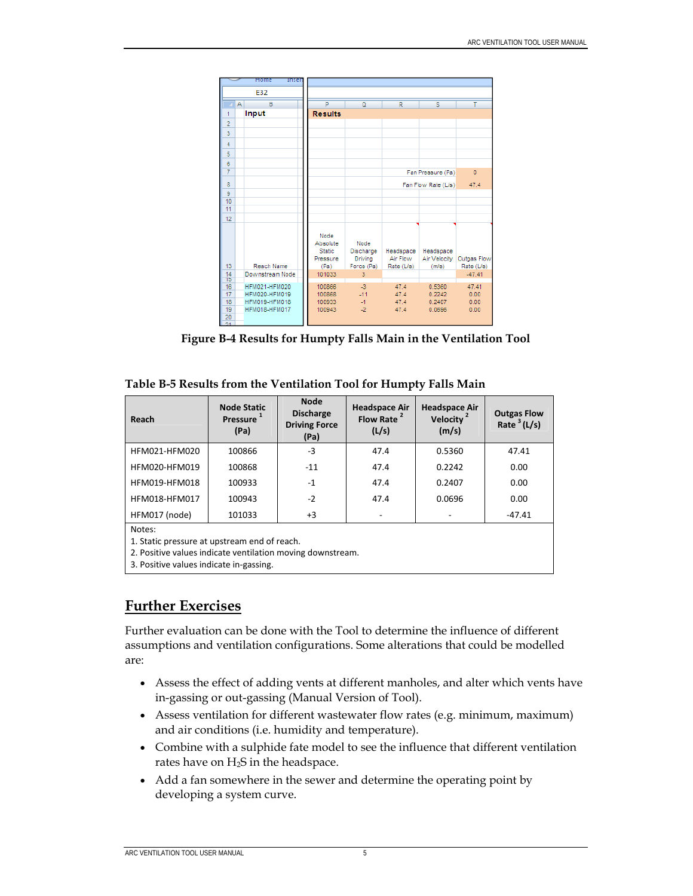Figure B-4 Results for Humpty Falls Main in the Ventilation Tool

**Table B-5 Results from the Ventilation Tool for Humpty Falls Main**

| Reach | Node Static Pressure [1] (Pa) | Node Discharge Driving Force (Pa) | Headspace Air Flow Rate [2] (L/s) | Headspace Air Velocity [2] (m/s) | Outgas Flow Rate [3] (L/s) |
|---|---|---|---|---|---|
| HFM021-HFM020 | 100866 | -3 | 47.4 | 0.5360 | 47.41 |
| HFM020-HFM019 | 100868 | -11 | 47.4 | 0.2242 | 0.00 |
| HFM019-HFM018 | 100933 | -1 | 47.4 | 0.2407 | 0.00 |
| HFM018-HFM017 | 100943 | -2 | 47.4 | 0.0696 | 0.00 |
| HFM017 (node) | 101033 | +3 | - | - | -47.41 |

Notes:
1. Static pressure at upstream end of reach.
2. Positive values indicate ventilation moving downstream.
3. Positive values indicate in-gassing.

## Further Exercises

Further evaluation can be done with the Tool to determine the influence of different assumptions and ventilation configurations. Some alterations that could be modelled are:

- Assess the effect of adding vents at different manholes, and alter which vents have in-gassing or out-gassing (Manual Version of Tool).
- Assess ventilation for different wastewater flow rates (e.g. minimum, maximum) and air conditions (i.e. humidity and temperature).
- Combine with a sulphide fate model to see the influence that different ventilation rates have on $H_2S$ in the headspace.
- Add a fan somewhere in the sewer and determine the operating point by developing a system curve.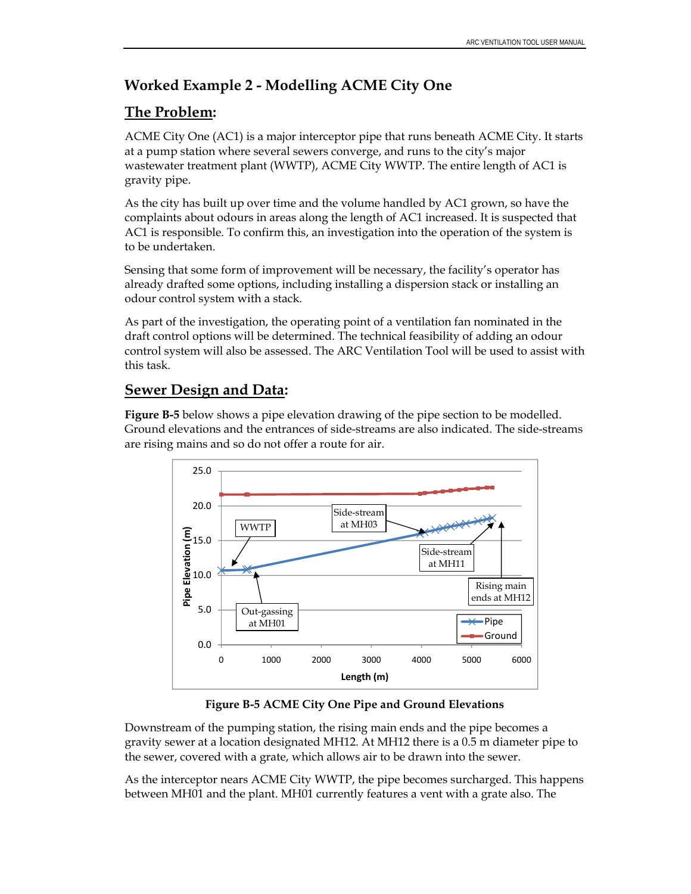## Worked Example 2 - Modelling ACME City One

### The Problem:

ACME City One (AC1) is a major interceptor pipe that runs beneath ACME City. It starts at a pump station where several sewers converge, and runs to the city's major wastewater treatment plant (WWTP), ACME City WWTP. The entire length of AC1 is gravity pipe.

As the city has built up over time and the volume handled by AC1 grown, so have the complaints about odours in areas along the length of AC1 increased. It is suspected that AC1 is responsible. To confirm this, an investigation into the operation of the system is to be undertaken.

Sensing that some form of improvement will be necessary, the facility's operator has already drafted some options, including installing a dispersion stack or installing an odour control system with a stack.

As part of the investigation, the operating point of a ventilation fan nominated in the draft control options will be determined. The technical feasibility of adding an odour control system will also be assessed. The ARC Ventilation Tool will be used to assist with this task.

### Sewer Design and Data:

**Figure B-5** below shows a pipe elevation drawing of the pipe section to be modelled. Ground elevations and the entrances of side-streams are also indicated. The side-streams are rising mains and so do not offer a route for air.

**Figure B-5 ACME City One Pipe and Ground Elevations**

Downstream of the pumping station, the rising main ends and the pipe becomes a gravity sewer at a location designated MH12. At MH12 there is a 0.5 m diameter pipe to the sewer, covered with a grate, which allows air to be drawn into the sewer.

As the interceptor nears ACME City WWTP, the pipe becomes surcharged. This happens between MH01 and the plant. MH01 currently features a vent with a grate also. The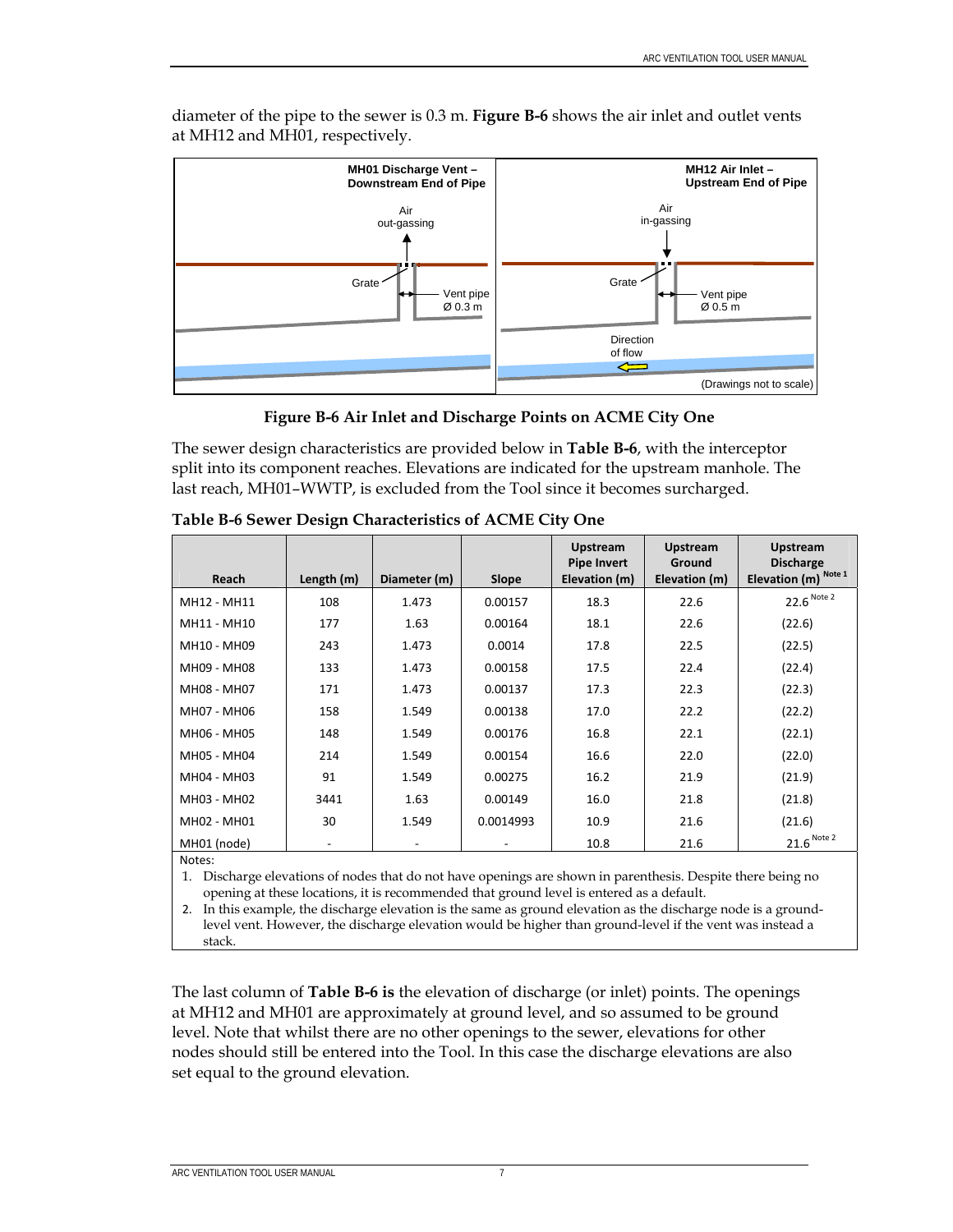diameter of the pipe to the sewer is 0.3 m. **Figure B-6** shows the air inlet and outlet vents at MH12 and MH01, respectively.

**Figure B-6 Air Inlet and Discharge Points on ACME City One**

The sewer design characteristics are provided below in **Table B-6**, with the interceptor split into its component reaches. Elevations are indicated for the upstream manhole. The last reach, MH01–WWTP, is excluded from the Tool since it becomes surcharged.

**Table B-6 Sewer Design Characteristics of ACME City One**

| Reach | Length (m) | Diameter (m) | Slope | Upstream Pipe Invert Elevation (m) | Upstream Ground Elevation (m) | Upstream Discharge Elevation (m) Note 1 |
|---|---|---|---|---|---|---|
| MH12 - MH11 | 108 | 1.473 | 0.00157 | 18.3 | 22.6 | 22.6 Note 2 |
| MH11 - MH10 | 177 | 1.63 | 0.00164 | 18.1 | 22.6 | (22.6) |
| MH10 - MH09 | 243 | 1.473 | 0.0014 | 17.8 | 22.5 | (22.5) |
| MH09 - MH08 | 133 | 1.473 | 0.00158 | 17.5 | 22.4 | (22.4) |
| MH08 - MH07 | 171 | 1.473 | 0.00137 | 17.3 | 22.3 | (22.3) |
| MH07 - MH06 | 158 | 1.549 | 0.00138 | 17.0 | 22.2 | (22.2) |
| MH06 - MH05 | 148 | 1.549 | 0.00176 | 16.8 | 22.1 | (22.1) |
| MH05 - MH04 | 214 | 1.549 | 0.00154 | 16.6 | 22.0 | (22.0) |
| MH04 - MH03 | 91 | 1.549 | 0.00275 | 16.2 | 21.9 | (21.9) |
| MH03 - MH02 | 3441 | 1.63 | 0.00149 | 16.0 | 21.8 | (21.8) |
| MH02 - MH01 | 30 | 1.549 | 0.0014993 | 10.9 | 21.6 | (21.6) |
| MH01 (node) | - | - | - | 10.8 | 21.6 | 21.6 Note 2 |

Notes:

1. Discharge elevations of nodes that do not have openings are shown in parenthesis. Despite there being no opening at these locations, it is recommended that ground level is entered as a default.
2. In this example, the discharge elevation is the same as ground elevation as the discharge node is a ground-level vent. However, the discharge elevation would be higher than ground-level if the vent was instead a stack.

The last column of **Table B-6 is** the elevation of discharge (or inlet) points. The openings at MH12 and MH01 are approximately at ground level, and so assumed to be ground level. Note that whilst there are no other openings to the sewer, elevations for other nodes should still be entered into the Tool. In this case the discharge elevations are also set equal to the ground elevation.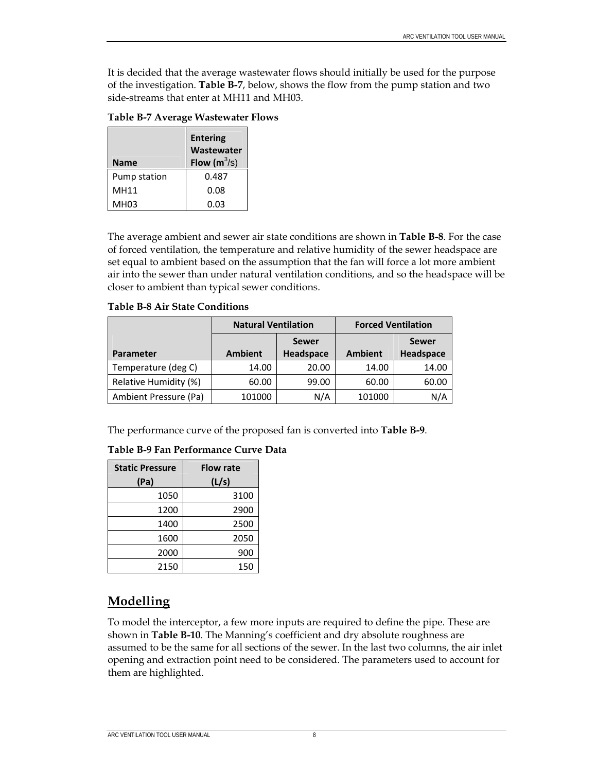It is decided that the average wastewater flows should initially be used for the purpose of the investigation. **Table B-7**, below, shows the flow from the pump station and two side-streams that enter at MH11 and MH03.

**Table B-7 Average Wastewater Flows**

| Name | Entering Wastewater Flow ($m^3/s$) |
|---|---|
| Pump station | 0.487 |
| MH11 | 0.08 |
| MH03 | 0.03 |

The average ambient and sewer air state conditions are shown in **Table B-8**. For the case of forced ventilation, the temperature and relative humidity of the sewer headspace are set equal to ambient based on the assumption that the fan will force a lot more ambient air into the sewer than under natural ventilation conditions, and so the headspace will be closer to ambient than typical sewer conditions.

**Table B-8 Air State Conditions**

| | Natural Ventilation | | Forced Ventilation | |
|---|---|---|---|---|
| Parameter | Ambient | Sewer Headspace | Ambient | Sewer Headspace |
| Temperature (deg C) | 14.00 | 20.00 | 14.00 | 14.00 |
| Relative Humidity (%) | 60.00 | 99.00 | 60.00 | 60.00 |
| Ambient Pressure (Pa) | 101000 | N/A | 101000 | N/A |

The performance curve of the proposed fan is converted into **Table B-9**.

**Table B-9 Fan Performance Curve Data**

| Static Pressure (Pa) | Flow rate (L/s) |
|---|---|
| 1050 | 3100 |
| 1200 | 2900 |
| 1400 | 2500 |
| 1600 | 2050 |
| 2000 | 900 |
| 2150 | 150 |

## Modelling

To model the interceptor, a few more inputs are required to define the pipe. These are shown in **Table B-10**. The Manning's coefficient and dry absolute roughness are assumed to be the same for all sections of the sewer. In the last two columns, the air inlet opening and extraction point need to be considered. The parameters used to account for them are highlighted.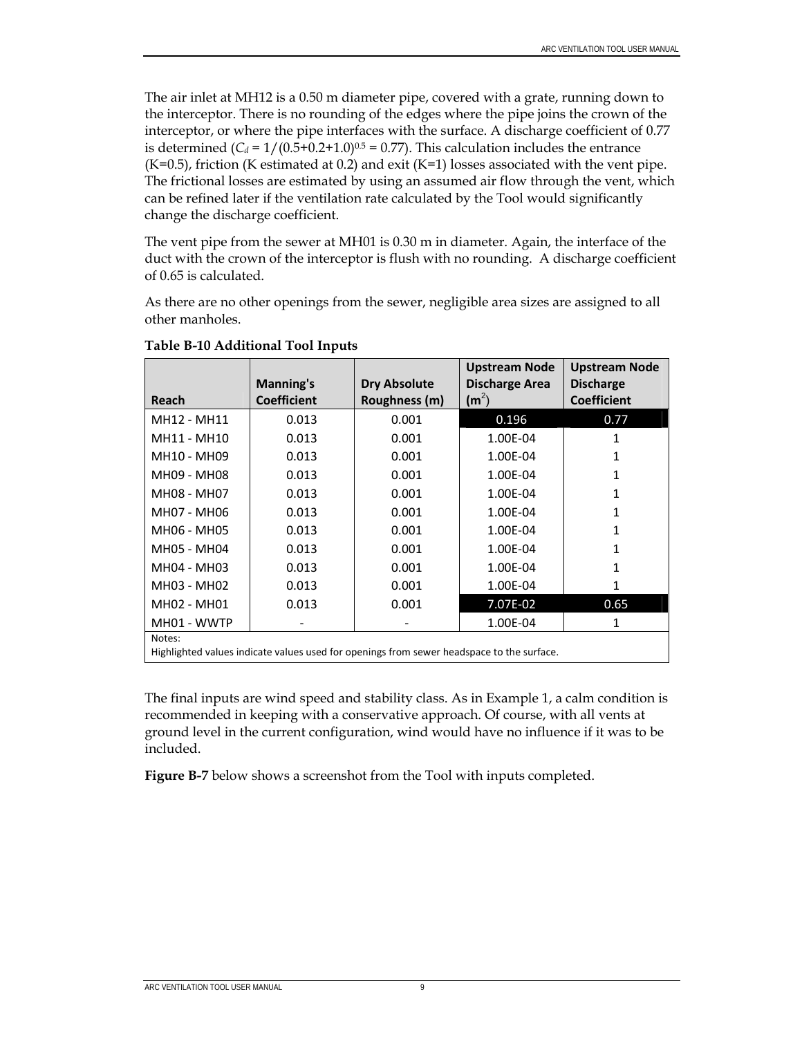The air inlet at MH12 is a 0.50 m diameter pipe, covered with a grate, running down to the interceptor. There is no rounding of the edges where the pipe joins the crown of the interceptor, or where the pipe interfaces with the surface. A discharge coefficient of 0.77 is determined ($C_d = 1/(0.5+0.2+1.0)^{0.5} = 0.77$). This calculation includes the entrance (K=0.5), friction (K estimated at 0.2) and exit (K=1) losses associated with the vent pipe. The frictional losses are estimated by using an assumed air flow through the vent, which can be refined later if the ventilation rate calculated by the Tool would significantly change the discharge coefficient.

The vent pipe from the sewer at MH01 is 0.30 m in diameter. Again, the interface of the duct with the crown of the interceptor is flush with no rounding. A discharge coefficient of 0.65 is calculated.

As there are no other openings from the sewer, negligible area sizes are assigned to all other manholes.

**Table B-10 Additional Tool Inputs**

| Reach | Manning's Coefficient | Dry Absolute Roughness (m) | Upstream Node Discharge Area ($m^2$) | Upstream Node Discharge Coefficient |
|---|---|---|---|---|
| MH12 - MH11 | 0.013 | 0.001 | 0.196 | 0.77 |
| MH11 - MH10 | 0.013 | 0.001 | 1.00E-04 | 1 |
| MH10 - MH09 | 0.013 | 0.001 | 1.00E-04 | 1 |
| MH09 - MH08 | 0.013 | 0.001 | 1.00E-04 | 1 |
| MH08 - MH07 | 0.013 | 0.001 | 1.00E-04 | 1 |
| MH07 - MH06 | 0.013 | 0.001 | 1.00E-04 | 1 |
| MH06 - MH05 | 0.013 | 0.001 | 1.00E-04 | 1 |
| MH05 - MH04 | 0.013 | 0.001 | 1.00E-04 | 1 |
| MH04 - MH03 | 0.013 | 0.001 | 1.00E-04 | 1 |
| MH03 - MH02 | 0.013 | 0.001 | 1.00E-04 | 1 |
| MH02 - MH01 | 0.013 | 0.001 | 7.07E-02 | 0.65 |
| MH01 - WWTP | - | - | 1.00E-04 | 1 |

Notes:
Highlighted values indicate values used for openings from sewer headspace to the surface.

The final inputs are wind speed and stability class. As in Example 1, a calm condition is recommended in keeping with a conservative approach. Of course, with all vents at ground level in the current configuration, wind would have no influence if it was to be included.

**Figure B-7** below shows a screenshot from the Tool with inputs completed.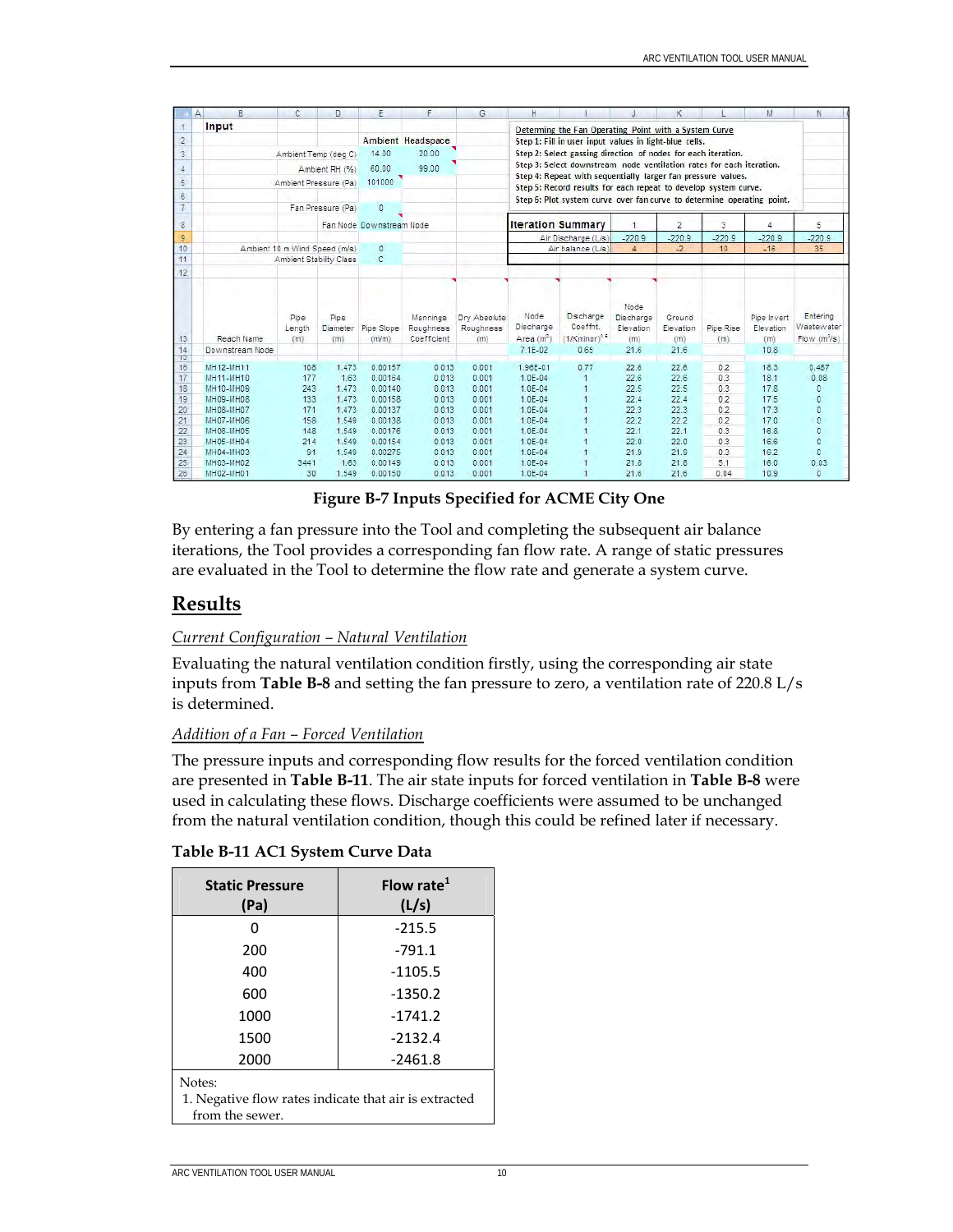| | A | B | C | D | E | F | G | H | I | J | K | L | M | N |
|---|---|---|---|---|---|---|---|---|---|---|---|---|---|---|
| 1 | | Input | | | | | | Determining the Fan Operating Point with a System Curve | | | | | | |
| 2 | | | | | Ambient | Headspace | | Step 1: Fill in user input values in light-blue cells. | | | | | | |
| 3 | | | Ambient Temp (deg C) | | 14.00 | 20.00 | | Step 2: Select gassing direction of nodes for each iteration. | | | | | | |
| 4 | | | Ambient RH (%) | | 60.00 | 99.00 | | Step 3: Select downstream node ventilation rates for each iteration. | | | | | | |
| 5 | | | Ambient Pressure (Pa) | | 101000 | | | Step 4: Repeat with sequentially larger fan pressure values. | | | | | | |
| 6 | | | | | | | | Step 5: Record results for each repeat to develop system curve. | | | | | | |
| 7 | | | Fan Pressure (Pa) | | 0 | | | Step 6: Plot system curve over fan curve to determine operating point. | | | | | | |
| 8 | | | | Fan Node | Downstream Node | | | Iteration Summary | | 1 | 2 | 3 | 4 | 5 |
| 9 | | | | | | | | | Air Discharge (L/s) | -220.9 | -220.9 | -220.9 | -220.9 | -220.9 |
| 10 | | | Ambient 10 m Wind Speed (m/s) | | 0 | | | | Air balance (L/s) | 4 | -2 | 10 | -16 | 35 |
| 11 | | | Ambient Stability Class | | C | | | | | | | | | |
| 12 | | | | | | | | | | | | | | |
| 13 | | Reach Name | Pipe Length (m) | Pipe Diameter (m) | Pipe Slope (m/m) | Mannings Roughness Coefficient | Dry Absolute Roughness (m) | Node Discharge Area (m²) | Discharge Coeffnt. (1/Kminor)^0.5 | Node Discharge Elevation (m) | Ground Elevation (m) | Pipe Rise (m) | Pipe Invert Elevation (m) | Entering Wastewater Flow (m³/s) |
| 14 | | Downstream Node | | | | | | 7.1E-02 | 0.65 | 21.6 | 21.6 | | 10.8 | |
| 16 | | MH12-MH11 | 108 | 1.473 | 0.00157 | 0.013 | 0.001 | 1.96E-01 | 0.77 | 22.6 | 22.6 | 0.2 | 18.3 | 0.487 |
| 17 | | MH11-MH10 | 177 | 1.63 | 0.00164 | 0.013 | 0.001 | 1.0E-04 | 1 | 22.6 | 22.6 | 0.3 | 18.1 | 0.08 |
| 18 | | MH10-MH09 | 243 | 1.473 | 0.00140 | 0.013 | 0.001 | 1.0E-04 | 1 | 22.5 | 22.5 | 0.3 | 17.8 | 0 |
| 19 | | MH09-MH08 | 133 | 1.473 | 0.00158 | 0.013 | 0.001 | 1.0E-04 | 1 | 22.4 | 22.4 | 0.2 | 17.5 | 0 |
| 20 | | MH08-MH07 | 171 | 1.473 | 0.00137 | 0.013 | 0.001 | 1.0E-04 | 1 | 22.3 | 22.3 | 0.2 | 17.3 | 0 |
| 21 | | MH07-MH06 | 158 | 1.549 | 0.00138 | 0.013 | 0.001 | 1.0E-04 | 1 | 22.2 | 22.2 | 0.2 | 17.0 | 0 |
| 22 | | MH06-MH05 | 148 | 1.549 | 0.00176 | 0.013 | 0.001 | 1.0E-04 | 1 | 22.1 | 22.1 | 0.3 | 16.8 | 0 |
| 23 | | MH05-MH04 | 214 | 1.549 | 0.00154 | 0.013 | 0.001 | 1.0E-04 | 1 | 22.0 | 22.0 | 0.3 | 16.6 | 0 |
| 24 | | MH04-MH03 | 91 | 1.549 | 0.00275 | 0.013 | 0.001 | 1.0E-04 | 1 | 21.9 | 21.9 | 0.3 | 16.2 | 0 |
| 25 | | MH03-MH02 | 3441 | 1.63 | 0.00149 | 0.013 | 0.001 | 1.0E-04 | 1 | 21.8 | 21.8 | 5.1 | 16.0 | 0.03 |
| 26 | | MH02-MH01 | 30 | 1.549 | 0.00150 | 0.013 | 0.001 | 1.0E-04 | 1 | 21.6 | 21.6 | 0.04 | 10.9 | 0 |

**Figure B-7 Inputs Specified for ACME City One**

By entering a fan pressure into the Tool and completing the subsequent air balance iterations, the Tool provides a corresponding fan flow rate. A range of static pressures are evaluated in the Tool to determine the flow rate and generate a system curve.

## Results

*Current Configuration – Natural Ventilation*

Evaluating the natural ventilation condition firstly, using the corresponding air state inputs from **Table B-8** and setting the fan pressure to zero, a ventilation rate of 220.8 L/s is determined.

*Addition of a Fan – Forced Ventilation*

The pressure inputs and corresponding flow results for the forced ventilation condition are presented in **Table B-11**. The air state inputs for forced ventilation in **Table B-8** were used in calculating these flows. Discharge coefficients were assumed to be unchanged from the natural ventilation condition, though this could be refined later if necessary.

**Table B-11 AC1 System Curve Data**

| Static Pressure (Pa) | Flow rate[1] (L/s) |
|---|---|
| 0 | -215.5 |
| 200 | -791.1 |
| 400 | -1105.5 |
| 600 | -1350.2 |
| 1000 | -1741.2 |
| 1500 | -2132.4 |
| 2000 | -2461.8 |

Notes:
1. Negative flow rates indicate that air is extracted from the sewer.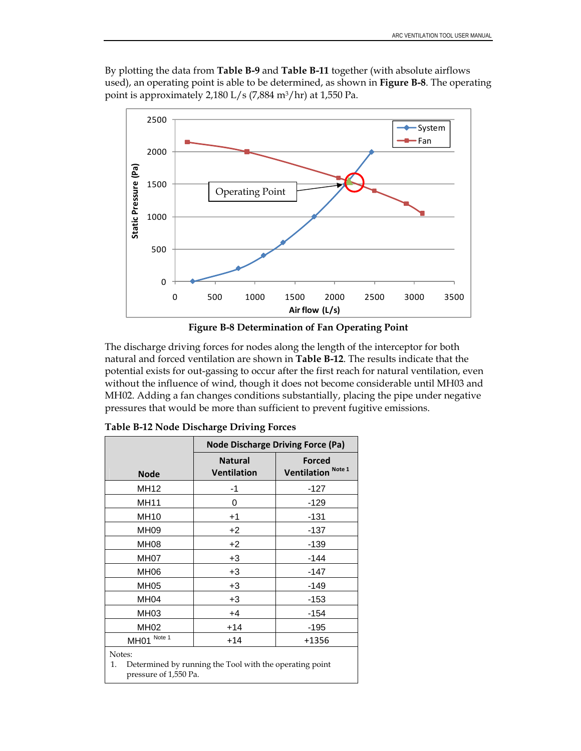By plotting the data from **Table B-9** and **Table B-11** together (with absolute airflows used), an operating point is able to be determined, as shown in **Figure B-8**. The operating point is approximately 2,180 L/s (7,884 m³/hr) at 1,550 Pa.

**Figure B-8 Determination of Fan Operating Point**

The discharge driving forces for nodes along the length of the interceptor for both natural and forced ventilation are shown in **Table B-12**. The results indicate that the potential exists for out-gassing to occur after the first reach for natural ventilation, even without the influence of wind, though it does not become considerable until MH03 and MH02. Adding a fan changes conditions substantially, placing the pipe under negative pressures that would be more than sufficient to prevent fugitive emissions.

**Table B-12 Node Discharge Driving Forces**

| Node | Node Discharge Driving Force (Pa) | |
|---|---|---|
| | Natural Ventilation | Forced Ventilation Note 1 |
| MH12 | -1 | -127 |
| MH11 | 0 | -129 |
| MH10 | +1 | -131 |
| MH09 | +2 | -137 |
| MH08 | +2 | -139 |
| MH07 | +3 | -144 |
| MH06 | +3 | -147 |
| MH05 | +3 | -149 |
| MH04 | +3 | -153 |
| MH03 | +4 | -154 |
| MH02 | +14 | -195 |
| MH01 Note 1 | +14 | +1356 |

Notes:

1. Determined by running the Tool with the operating point pressure of 1,550 Pa.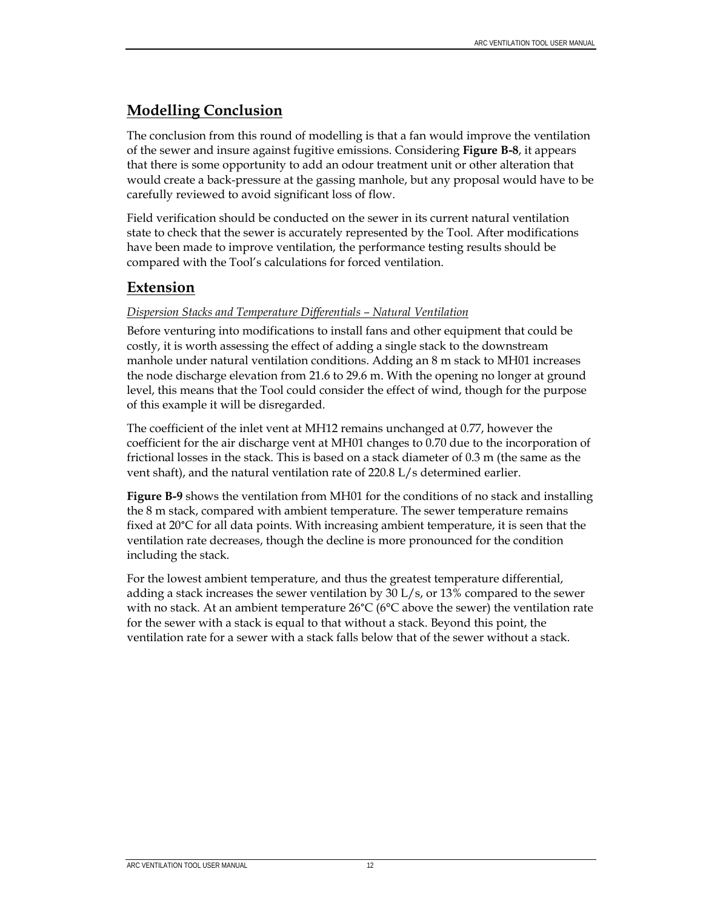## Modelling Conclusion

The conclusion from this round of modelling is that a fan would improve the ventilation of the sewer and insure against fugitive emissions. Considering **Figure B-8**, it appears that there is some opportunity to add an odour treatment unit or other alteration that would create a back-pressure at the gassing manhole, but any proposal would have to be carefully reviewed to avoid significant loss of flow.

Field verification should be conducted on the sewer in its current natural ventilation state to check that the sewer is accurately represented by the Tool. After modifications have been made to improve ventilation, the performance testing results should be compared with the Tool's calculations for forced ventilation.

## Extension

*Dispersion Stacks and Temperature Differentials – Natural Ventilation*

Before venturing into modifications to install fans and other equipment that could be costly, it is worth assessing the effect of adding a single stack to the downstream manhole under natural ventilation conditions. Adding an 8 m stack to MH01 increases the node discharge elevation from 21.6 to 29.6 m. With the opening no longer at ground level, this means that the Tool could consider the effect of wind, though for the purpose of this example it will be disregarded.

The coefficient of the inlet vent at MH12 remains unchanged at 0.77, however the coefficient for the air discharge vent at MH01 changes to 0.70 due to the incorporation of frictional losses in the stack. This is based on a stack diameter of 0.3 m (the same as the vent shaft), and the natural ventilation rate of 220.8 L/s determined earlier.

**Figure B-9** shows the ventilation from MH01 for the conditions of no stack and installing the 8 m stack, compared with ambient temperature. The sewer temperature remains fixed at 20°C for all data points. With increasing ambient temperature, it is seen that the ventilation rate decreases, though the decline is more pronounced for the condition including the stack.

For the lowest ambient temperature, and thus the greatest temperature differential, adding a stack increases the sewer ventilation by 30 L/s, or 13% compared to the sewer with no stack. At an ambient temperature 26°C (6°C above the sewer) the ventilation rate for the sewer with a stack is equal to that without a stack. Beyond this point, the ventilation rate for a sewer with a stack falls below that of the sewer without a stack.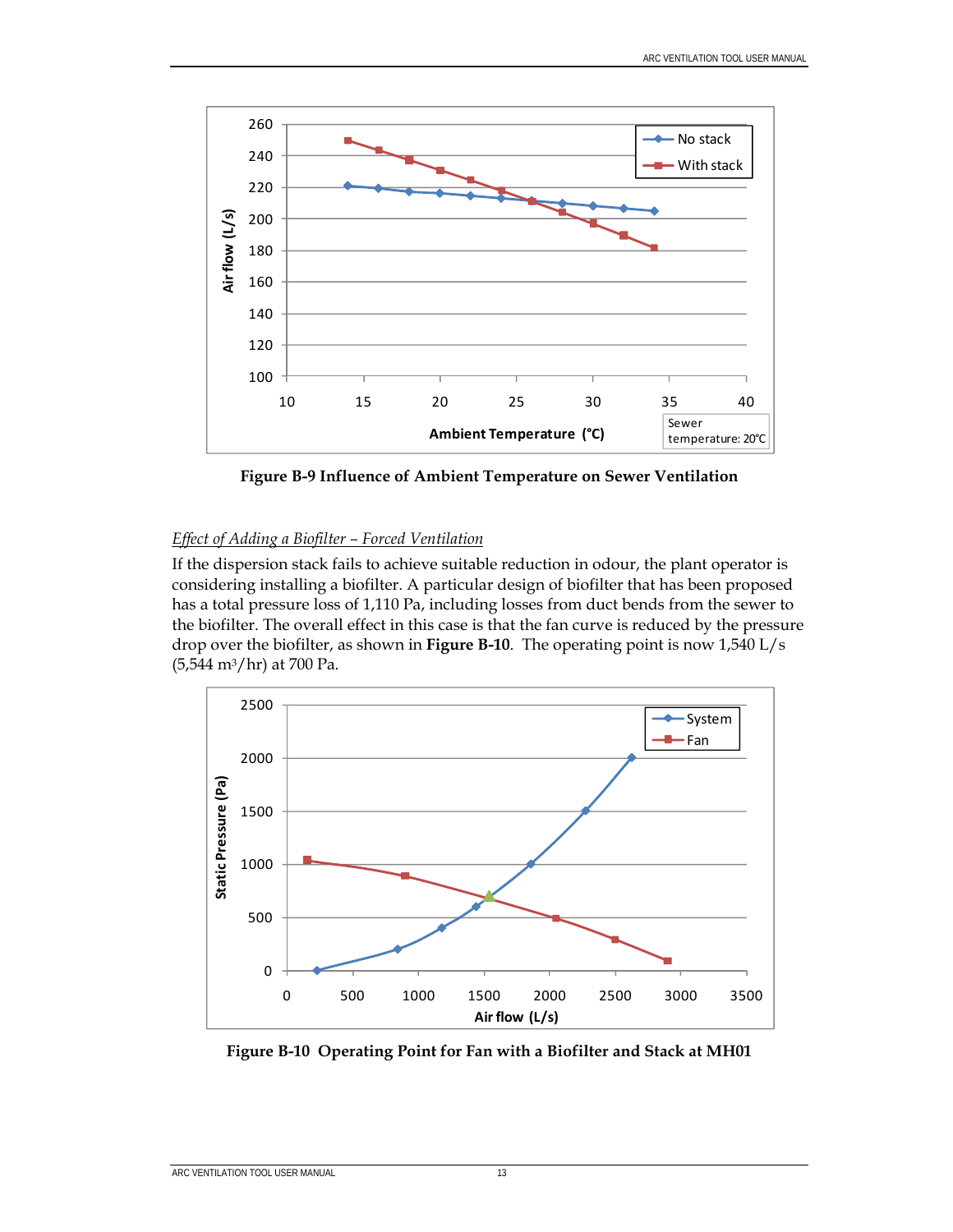**Figure B-9 Influence of Ambient Temperature on Sewer Ventilation**

*Effect of Adding a Biofilter – Forced Ventilation*

If the dispersion stack fails to achieve suitable reduction in odour, the plant operator is considering installing a biofilter. A particular design of biofilter that has been proposed has a total pressure loss of 1,110 Pa, including losses from duct bends from the sewer to the biofilter. The overall effect in this case is that the fan curve is reduced by the pressure drop over the biofilter, as shown in **Figure B-10**. The operating point is now 1,540 L/s (5,544 $m^3$/hr) at 700 Pa.

**Figure B-10 Operating Point for Fan with a Biofilter and Stack at MH01**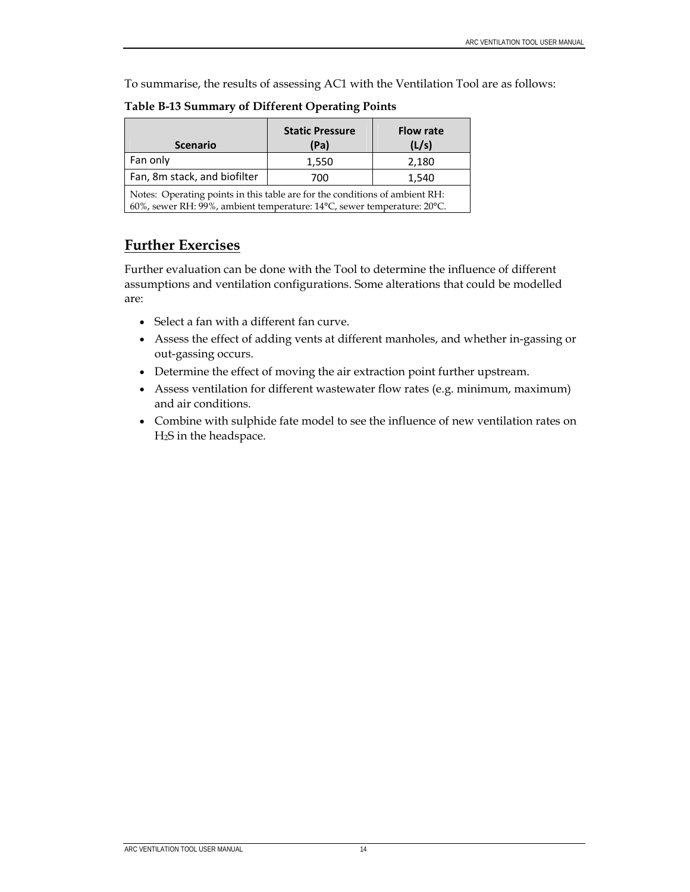To summarise, the results of assessing AC1 with the Ventilation Tool are as follows:

**Table B-13 Summary of Different Operating Points**

| Scenario | Static Pressure (Pa) | Flow rate (L/s) |
|---|---|---|
| Fan only | 1,550 | 2,180 |
| Fan, 8m stack, and biofilter | 700 | 1,540 |
| Notes: Operating points in this table are for the conditions of ambient RH: 60%, sewer RH: 99%, ambient temperature: 14°C, sewer temperature: 20°C. | | |

## Further Exercises

Further evaluation can be done with the Tool to determine the influence of different assumptions and ventilation configurations. Some alterations that could be modelled are:

- Select a fan with a different fan curve.
- Assess the effect of adding vents at different manholes, and whether in-gassing or out-gassing occurs.
- Determine the effect of moving the air extraction point further upstream.
- Assess ventilation for different wastewater flow rates (e.g. minimum, maximum) and air conditions.
- Combine with sulphide fate model to see the influence of new ventilation rates on $H_2S$ in the headspace.